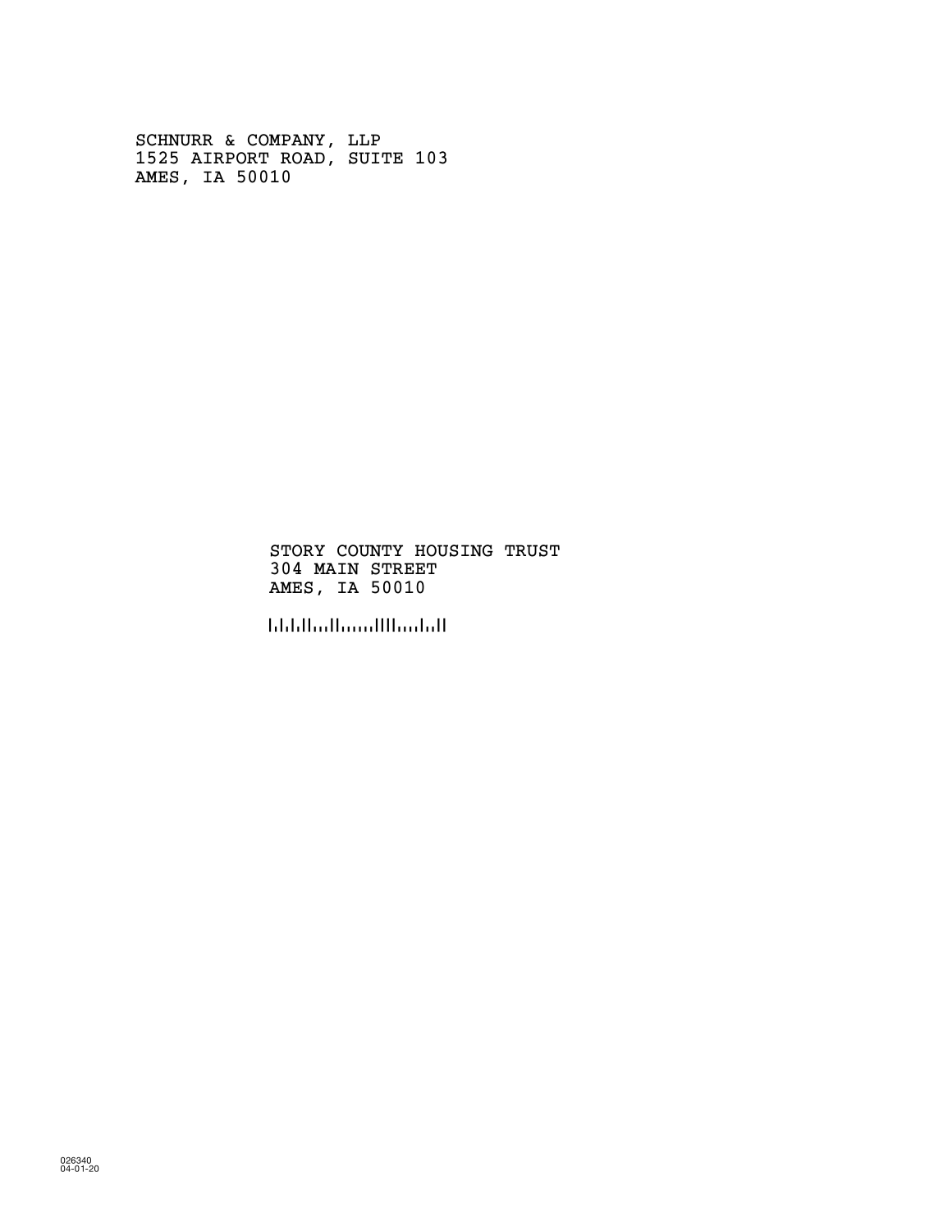SCHNURR & COMPANY, LLP
1525 AIRPORT ROAD, SUITE 103
AMES, IA 50010

STORY COUNTY HOUSING TRUST
304 MAIN STREET
AMES, IA 50010

026340
04-01-20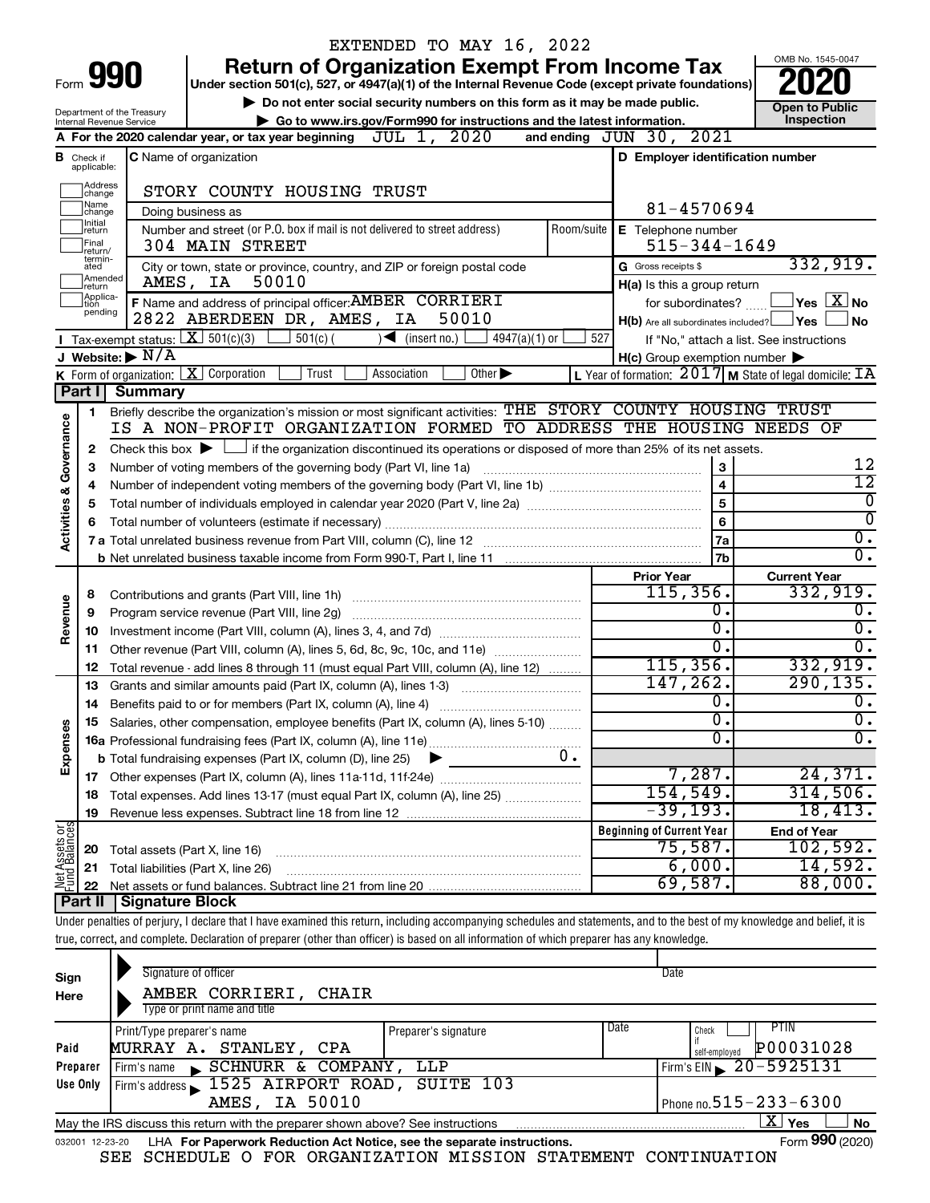EXTENDED TO MAY 16, 2022

# Form 990 — Return of Organization Exempt From Income Tax (2020)

Under section 501(c), 527, or 4947(a)(1) of the Internal Revenue Code (except private foundations)

▶ Do not enter social security numbers on this form as it may be made public.

▶ Go to www.irs.gov/Form990 for instructions and the latest information.

Department of the Treasury, Internal Revenue Service

OMB No. 1545-0047 — Open to Public Inspection

**A** For the 2020 calendar year, or tax year beginning JUL 1, 2020 and ending JUN 30, 2021

**B** Check if applicable: ☐ Address change ☐ Name change ☐ Initial return ☐ Final return/terminated ☐ Amended return ☐ Application pending

**C** Name of organization: STORY COUNTY HOUSING TRUST

Doing business as

Number and street (or P.O. box if mail is not delivered to street address): 304 MAIN STREET — Room/suite

City or town, state or province, country, and ZIP or foreign postal code: AMES, IA 50010

**D** Employer identification number: 81-4570694

**E** Telephone number: 515-344-1649

**G** Gross receipts $ 332,919.

**F** Name and address of principal officer: AMBER CORRIERI, 2822 ABERDEEN DR, AMES, IA 50010

**H(a)** Is this a group return for subordinates? ☐ Yes ☒ No

**H(b)** Are all subordinates included? ☐ Yes ☐ No — If "No," attach a list. See instructions

**H(c)** Group exemption number ▶

**I** Tax-exempt status: ☒ 501(c)(3) ☐ 501(c) ( ) ◀ (insert no.) ☐ 4947(a)(1) or ☐ 527

**J** Website: ▶ N/A

**K** Form of organization: ☒ Corporation ☐ Trust ☐ Association ☐ Other ▶

**L** Year of formation: 2017 **M** State of legal domicile: IA

## Part I Summary

**Activities & Governance**

1. Briefly describe the organization's mission or most significant activities: THE STORY COUNTY HOUSING TRUST IS A NON-PROFIT ORGANIZATION FORMED TO ADDRESS THE HOUSING NEEDS OF
2. Check this box ▶ ☐ if the organization discontinued its operations or disposed of more than 25% of its net assets.

| | | | |
|---|---|---|---|
| 3 | Number of voting members of the governing body (Part VI, line 1a) | 3 | 12 |
| 4 | Number of independent voting members of the governing body (Part VI, line 1b) | 4 | 12 |
| 5 | Total number of individuals employed in calendar year 2020 (Part V, line 2a) | 5 | 0 |
| 6 | Total number of volunteers (estimate if necessary) | 6 | 0 |
| 7a | Total unrelated business revenue from Part VIII, column (C), line 12 | 7a | 0. |
| 7b | Net unrelated business taxable income from Form 990-T, Part I, line 11 | 7b | 0. |

| | | | Prior Year | Current Year |
|---|---|---|---|---|
| **Revenue** | 8 | Contributions and grants (Part VIII, line 1h) | 115,356. | 332,919. |
| | 9 | Program service revenue (Part VIII, line 2g) | 0. | 0. |
| | 10 | Investment income (Part VIII, column (A), lines 3, 4, and 7d) | 0. | 0. |
| | 11 | Other revenue (Part VIII, column (A), lines 5, 6d, 8c, 9c, 10c, and 11e) | 0. | 0. |
| | 12 | Total revenue - add lines 8 through 11 (must equal Part VIII, column (A), line 12) | 115,356. | 332,919. |
| **Expenses** | 13 | Grants and similar amounts paid (Part IX, column (A), lines 1-3) | 147,262. | 290,135. |
| | 14 | Benefits paid to or for members (Part IX, column (A), line 4) | 0. | 0. |
| | 15 | Salaries, other compensation, employee benefits (Part IX, column (A), lines 5-10) | 0. | 0. |
| | 16a | Professional fundraising fees (Part IX, column (A), line 11e) | 0. | 0. |
| | b | Total fundraising expenses (Part IX, column (D), line 25) ▶ 0. | | |
| | 17 | Other expenses (Part IX, column (A), lines 11a-11d, 11f-24e) | 7,287. | 24,371. |
| | 18 | Total expenses. Add lines 13-17 (must equal Part IX, column (A), line 25) | 154,549. | 314,506. |
| | 19 | Revenue less expenses. Subtract line 18 from line 12 | -39,193. | 18,413. |

| | | | Beginning of Current Year | End of Year |
|---|---|---|---|---|
| **Net Assets or Fund Balances** | 20 | Total assets (Part X, line 16) | 75,587. | 102,592. |
| | 21 | Total liabilities (Part X, line 26) | 6,000. | 14,592. |
| | 22 | Net assets or fund balances. Subtract line 21 from line 20 | 69,587. | 88,000. |

## Part II Signature Block

Under penalties of perjury, I declare that I have examined this return, including accompanying schedules and statements, and to the best of my knowledge and belief, it is true, correct, and complete. Declaration of preparer (other than officer) is based on all information of which preparer has any knowledge.

**Sign Here**

Signature of officer — Date

AMBER CORRIERI, CHAIR

Type or print name and title

**Paid Preparer Use Only**

| Print/Type preparer's name | Preparer's signature | Date | Check ☐ if self-employed | PTIN |
|---|---|---|---|---|
| MURRAY A. STANLEY, CPA | | | | P00031028 |

Firm's name ▶ SCHNURR & COMPANY, LLP — Firm's EIN ▶ 20-5925131

Firm's address ▶ 1525 AIRPORT ROAD, SUITE 103, AMES, IA 50010 — Phone no. 515-233-6300

May the IRS discuss this return with the preparer shown above? See instructions ☒ Yes ☐ No

032001 12-23-20 LHA For Paperwork Reduction Act Notice, see the separate instructions. Form **990** (2020)

SEE SCHEDULE O FOR ORGANIZATION MISSION STATEMENT CONTINUATION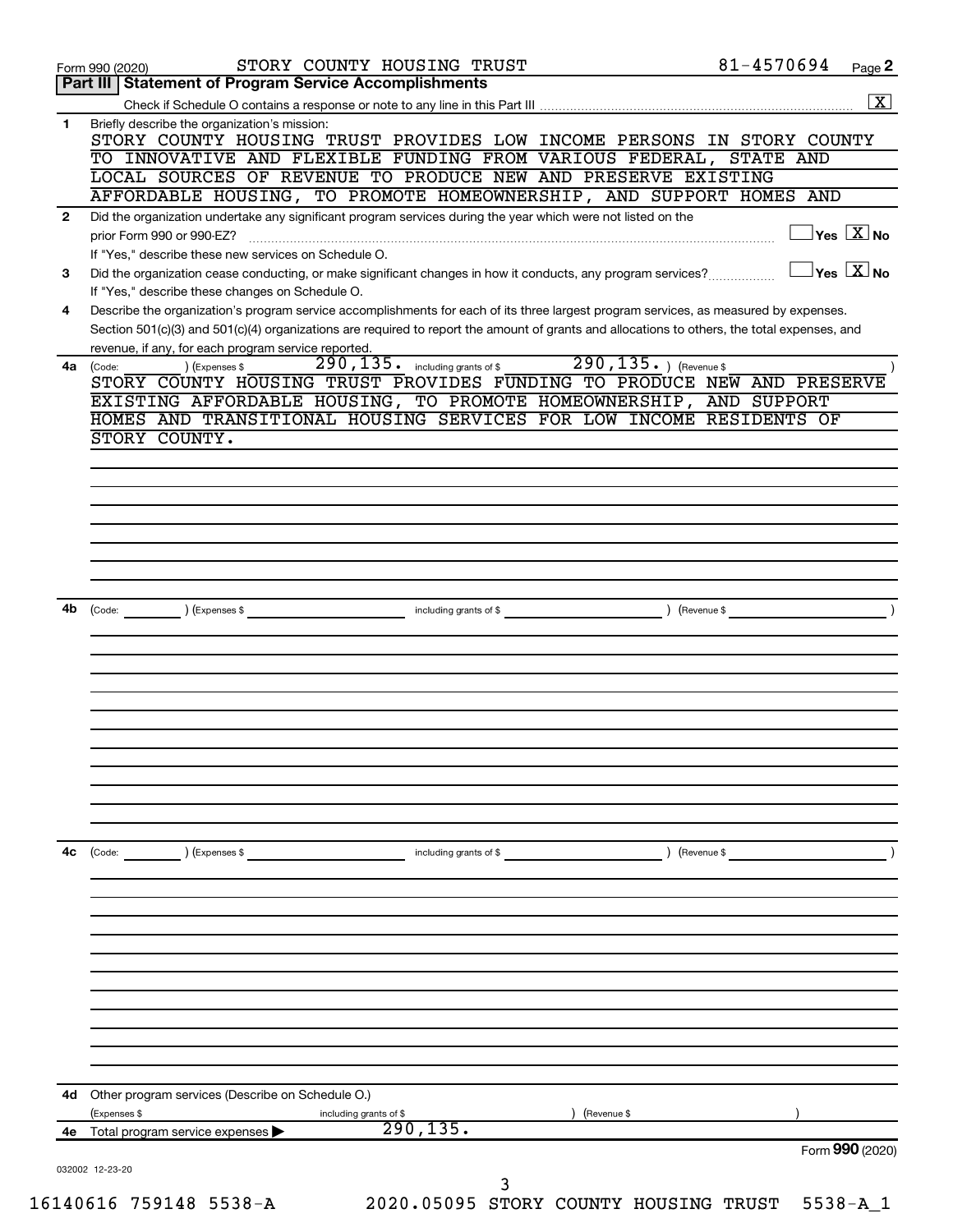Form 990 (2020) STORY COUNTY HOUSING TRUST 81-4570694 Page **2**

## Part III | Statement of Program Service Accomplishments

Check if Schedule O contains a response or note to any line in this Part III ..... [X]

**1** Briefly describe the organization's mission:

STORY COUNTY HOUSING TRUST PROVIDES LOW INCOME PERSONS IN STORY COUNTY TO INNOVATIVE AND FLEXIBLE FUNDING FROM VARIOUS FEDERAL, STATE AND LOCAL SOURCES OF REVENUE TO PRODUCE NEW AND PRESERVE EXISTING AFFORDABLE HOUSING, TO PROMOTE HOMEOWNERSHIP, AND SUPPORT HOMES AND

**2** Did the organization undertake any significant program services during the year which were not listed on the prior Form 990 or 990-EZ? ..... [ ] Yes [X] No

If "Yes," describe these new services on Schedule O.

**3** Did the organization cease conducting, or make significant changes in how it conducts, any program services? ..... [ ] Yes [X] No

If "Yes," describe these changes on Schedule O.

**4** Describe the organization's program service accomplishments for each of its three largest program services, as measured by expenses. Section 501(c)(3) and 501(c)(4) organizations are required to report the amount of grants and allocations to others, the total expenses, and revenue, if any, for each program service reported.

**4a** (Code: ) (Expenses $ 290,135. including grants of $ 290,135. ) (Revenue $ )

STORY COUNTY HOUSING TRUST PROVIDES FUNDING TO PRODUCE NEW AND PRESERVE EXISTING AFFORDABLE HOUSING, TO PROMOTE HOMEOWNERSHIP, AND SUPPORT HOMES AND TRANSITIONAL HOUSING SERVICES FOR LOW INCOME RESIDENTS OF STORY COUNTY.

**4b** (Code: ) (Expenses $ including grants of $ ) (Revenue $ )

**4c** (Code: ) (Expenses $ including grants of $ ) (Revenue $ )

**4d** Other program services (Describe on Schedule O.)

(Expenses $ including grants of $ ) (Revenue $ )

**4e** Total program service expenses ▶ 290,135.

Form **990** (2020)

032002 12-23-20

16140616 759148 5538-A 2020.05095 STORY COUNTY HOUSING TRUST 5538-A_1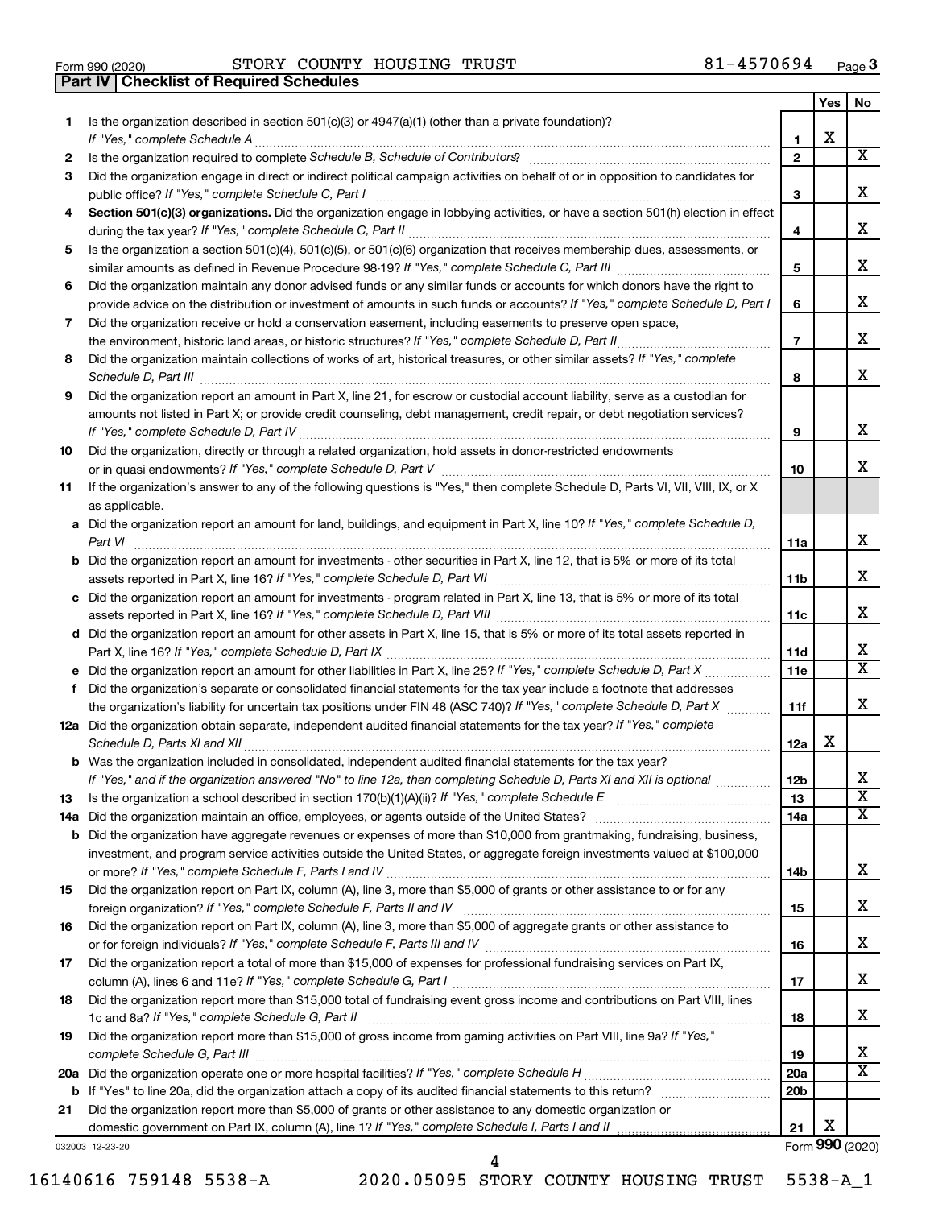Form 990 (2020) STORY COUNTY HOUSING TRUST 81-4570694 Page 3

## Part IV Checklist of Required Schedules

| | | | Yes | No |
|---|---|---|---|---|
| 1 | Is the organization described in section 501(c)(3) or 4947(a)(1) (other than a private foundation)? *If "Yes," complete Schedule A* | 1 | X | |
| 2 | Is the organization required to complete *Schedule B, Schedule of Contributors*? | 2 | | X |
| 3 | Did the organization engage in direct or indirect political campaign activities on behalf of or in opposition to candidates for public office? *If "Yes," complete Schedule C, Part I* | 3 | | X |
| 4 | **Section 501(c)(3) organizations.** Did the organization engage in lobbying activities, or have a section 501(h) election in effect during the tax year? *If "Yes," complete Schedule C, Part II* | 4 | | X |
| 5 | Is the organization a section 501(c)(4), 501(c)(5), or 501(c)(6) organization that receives membership dues, assessments, or similar amounts as defined in Revenue Procedure 98-19? *If "Yes," complete Schedule C, Part III* | 5 | | X |
| 6 | Did the organization maintain any donor advised funds or any similar funds or accounts for which donors have the right to provide advice on the distribution or investment of amounts in such funds or accounts? *If "Yes," complete Schedule D, Part I* | 6 | | X |
| 7 | Did the organization receive or hold a conservation easement, including easements to preserve open space, the environment, historic land areas, or historic structures? *If "Yes," complete Schedule D, Part II* | 7 | | X |
| 8 | Did the organization maintain collections of works of art, historical treasures, or other similar assets? *If "Yes," complete Schedule D, Part III* | 8 | | X |
| 9 | Did the organization report an amount in Part X, line 21, for escrow or custodial account liability, serve as a custodian for amounts not listed in Part X; or provide credit counseling, debt management, credit repair, or debt negotiation services? *If "Yes," complete Schedule D, Part IV* | 9 | | X |
| 10 | Did the organization, directly or through a related organization, hold assets in donor-restricted endowments or in quasi endowments? *If "Yes," complete Schedule D, Part V* | 10 | | X |
| 11 | If the organization's answer to any of the following questions is "Yes," then complete Schedule D, Parts VI, VII, VIII, IX, or X as applicable. | | | |
| a | Did the organization report an amount for land, buildings, and equipment in Part X, line 10? *If "Yes," complete Schedule D, Part VI* | 11a | | X |
| b | Did the organization report an amount for investments - other securities in Part X, line 12, that is 5% or more of its total assets reported in Part X, line 16? *If "Yes," complete Schedule D, Part VII* | 11b | | X |
| c | Did the organization report an amount for investments - program related in Part X, line 13, that is 5% or more of its total assets reported in Part X, line 16? *If "Yes," complete Schedule D, Part VIII* | 11c | | X |
| d | Did the organization report an amount for other assets in Part X, line 15, that is 5% or more of its total assets reported in Part X, line 16? *If "Yes," complete Schedule D, Part IX* | 11d | | X |
| e | Did the organization report an amount for other liabilities in Part X, line 25? *If "Yes," complete Schedule D, Part X* | 11e | | X |
| f | Did the organization's separate or consolidated financial statements for the tax year include a footnote that addresses the organization's liability for uncertain tax positions under FIN 48 (ASC 740)? *If "Yes," complete Schedule D, Part X* | 11f | | X |
| 12a | Did the organization obtain separate, independent audited financial statements for the tax year? *If "Yes," complete Schedule D, Parts XI and XII* | 12a | X | |
| b | Was the organization included in consolidated, independent audited financial statements for the tax year? *If "Yes," and if the organization answered "No" to line 12a, then completing Schedule D, Parts XI and XII is optional* | 12b | | X |
| 13 | Is the organization a school described in section 170(b)(1)(A)(ii)? *If "Yes," complete Schedule E* | 13 | | X |
| 14a | Did the organization maintain an office, employees, or agents outside of the United States? | 14a | | X |
| b | Did the organization have aggregate revenues or expenses of more than $10,000 from grantmaking, fundraising, business, investment, and program service activities outside the United States, or aggregate foreign investments valued at $100,000 or more? *If "Yes," complete Schedule F, Parts I and IV* | 14b | | X |
| 15 | Did the organization report on Part IX, column (A), line 3, more than $5,000 of grants or other assistance to or for any foreign organization? *If "Yes," complete Schedule F, Parts II and IV* | 15 | | X |
| 16 | Did the organization report on Part IX, column (A), line 3, more than $5,000 of aggregate grants or other assistance to or for foreign individuals? *If "Yes," complete Schedule F, Parts III and IV* | 16 | | X |
| 17 | Did the organization report a total of more than $15,000 of expenses for professional fundraising services on Part IX, column (A), lines 6 and 11e? *If "Yes," complete Schedule G, Part I* | 17 | | X |
| 18 | Did the organization report more than $15,000 total of fundraising event gross income and contributions on Part VIII, lines 1c and 8a? *If "Yes," complete Schedule G, Part II* | 18 | | X |
| 19 | Did the organization report more than $15,000 of gross income from gaming activities on Part VIII, line 9a? *If "Yes," complete Schedule G, Part III* | 19 | | X |
| 20a | Did the organization operate one or more hospital facilities? *If "Yes," complete Schedule H* | 20a | | X |
| b | If "Yes" to line 20a, did the organization attach a copy of its audited financial statements to this return? | 20b | | |
| 21 | Did the organization report more than $5,000 of grants or other assistance to any domestic organization or domestic government on Part IX, column (A), line 1? *If "Yes," complete Schedule I, Parts I and II* | 21 | X | |

032003 12-23-20 Form **990** (2020)

16140616 759148 5538-A 2020.05095 STORY COUNTY HOUSING TRUST 5538-A_1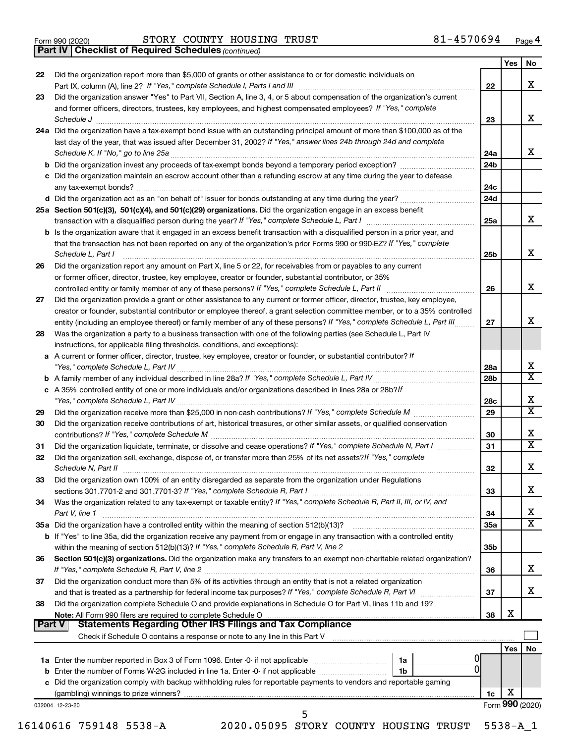Form 990 (2020) STORY COUNTY HOUSING TRUST 81-4570694 Page 4

**Part IV Checklist of Required Schedules** *(continued)*

| | | | Yes | No |
|---|---|---|---|---|
| 22 | Did the organization report more than $5,000 of grants or other assistance to or for domestic individuals on Part IX, column (A), line 2? *If "Yes," complete Schedule I, Parts I and III* | 22 | | X |
| 23 | Did the organization answer "Yes" to Part VII, Section A, line 3, 4, or 5 about compensation of the organization's current and former officers, directors, trustees, key employees, and highest compensated employees? *If "Yes," complete Schedule J* | 23 | | X |
| 24a | Did the organization have a tax-exempt bond issue with an outstanding principal amount of more than $100,000 as of the last day of the year, that was issued after December 31, 2002? *If "Yes," answer lines 24b through 24d and complete Schedule K. If "No," go to line 25a* | 24a | | X |
| b | Did the organization invest any proceeds of tax-exempt bonds beyond a temporary period exception? | 24b | | |
| c | Did the organization maintain an escrow account other than a refunding escrow at any time during the year to defease any tax-exempt bonds? | 24c | | |
| d | Did the organization act as an "on behalf of" issuer for bonds outstanding at any time during the year? | 24d | | |
| 25a | **Section 501(c)(3), 501(c)(4), and 501(c)(29) organizations.** Did the organization engage in an excess benefit transaction with a disqualified person during the year? *If "Yes," complete Schedule L, Part I* | 25a | | X |
| b | Is the organization aware that it engaged in an excess benefit transaction with a disqualified person in a prior year, and that the transaction has not been reported on any of the organization's prior Forms 990 or 990-EZ? *If "Yes," complete Schedule L, Part I* | 25b | | X |
| 26 | Did the organization report any amount on Part X, line 5 or 22, for receivables from or payables to any current or former officer, director, trustee, key employee, creator or founder, substantial contributor, or 35% controlled entity or family member of any of these persons? *If "Yes," complete Schedule L, Part II* | 26 | | X |
| 27 | Did the organization provide a grant or other assistance to any current or former officer, director, trustee, key employee, creator or founder, substantial contributor or employee thereof, a grant selection committee member, or to a 35% controlled entity (including an employee thereof) or family member of any of these persons? *If "Yes," complete Schedule L, Part III* | 27 | | X |
| 28 | Was the organization a party to a business transaction with one of the following parties (see Schedule L, Part IV instructions, for applicable filing thresholds, conditions, and exceptions): | | | |
| a | A current or former officer, director, trustee, key employee, creator or founder, or substantial contributor? *If "Yes," complete Schedule L, Part IV* | 28a | | X |
| b | A family member of any individual described in line 28a? *If "Yes," complete Schedule L, Part IV* | 28b | | X |
| c | A 35% controlled entity of one or more individuals and/or organizations described in lines 28a or 28b? *If "Yes," complete Schedule L, Part IV* | 28c | | X |
| 29 | Did the organization receive more than $25,000 in non-cash contributions? *If "Yes," complete Schedule M* | 29 | | X |
| 30 | Did the organization receive contributions of art, historical treasures, or other similar assets, or qualified conservation contributions? *If "Yes," complete Schedule M* | 30 | | X |
| 31 | Did the organization liquidate, terminate, or dissolve and cease operations? *If "Yes," complete Schedule N, Part I* | 31 | | X |
| 32 | Did the organization sell, exchange, dispose of, or transfer more than 25% of its net assets? *If "Yes," complete Schedule N, Part II* | 32 | | X |
| 33 | Did the organization own 100% of an entity disregarded as separate from the organization under Regulations sections 301.7701-2 and 301.7701-3? *If "Yes," complete Schedule R, Part I* | 33 | | X |
| 34 | Was the organization related to any tax-exempt or taxable entity? *If "Yes," complete Schedule R, Part II, III, or IV, and Part V, line 1* | 34 | | X |
| 35a | Did the organization have a controlled entity within the meaning of section 512(b)(13)? | 35a | | X |
| b | If "Yes" to line 35a, did the organization receive any payment from or engage in any transaction with a controlled entity within the meaning of section 512(b)(13)? *If "Yes," complete Schedule R, Part V, line 2* | 35b | | |
| 36 | **Section 501(c)(3) organizations.** Did the organization make any transfers to an exempt non-charitable related organization? *If "Yes," complete Schedule R, Part V, line 2* | 36 | | X |
| 37 | Did the organization conduct more than 5% of its activities through an entity that is not a related organization and that is treated as a partnership for federal income tax purposes? *If "Yes," complete Schedule R, Part VI* | 37 | | X |
| 38 | Did the organization complete Schedule O and provide explanations in Schedule O for Part VI, lines 11b and 19? **Note:** All Form 990 filers are required to complete Schedule O | 38 | X | |

**Part V Statements Regarding Other IRS Filings and Tax Compliance**

Check if Schedule O contains a response or note to any line in this Part V

| | | | | | Yes | No |
|---|---|---|---|---|---|---|
| 1a | Enter the number reported in Box 3 of Form 1096. Enter -0- if not applicable | 1a | 0 | | | |
| b | Enter the number of Forms W-2G included in line 1a. Enter -0- if not applicable | 1b | 0 | | | |
| c | Did the organization comply with backup withholding rules for reportable payments to vendors and reportable gaming (gambling) winnings to prize winners? | | | 1c | X | |

032004 12-23-20 Form **990** (2020)

16140616 759148 5538-A 2020.05095 STORY COUNTY HOUSING TRUST 5538-A_1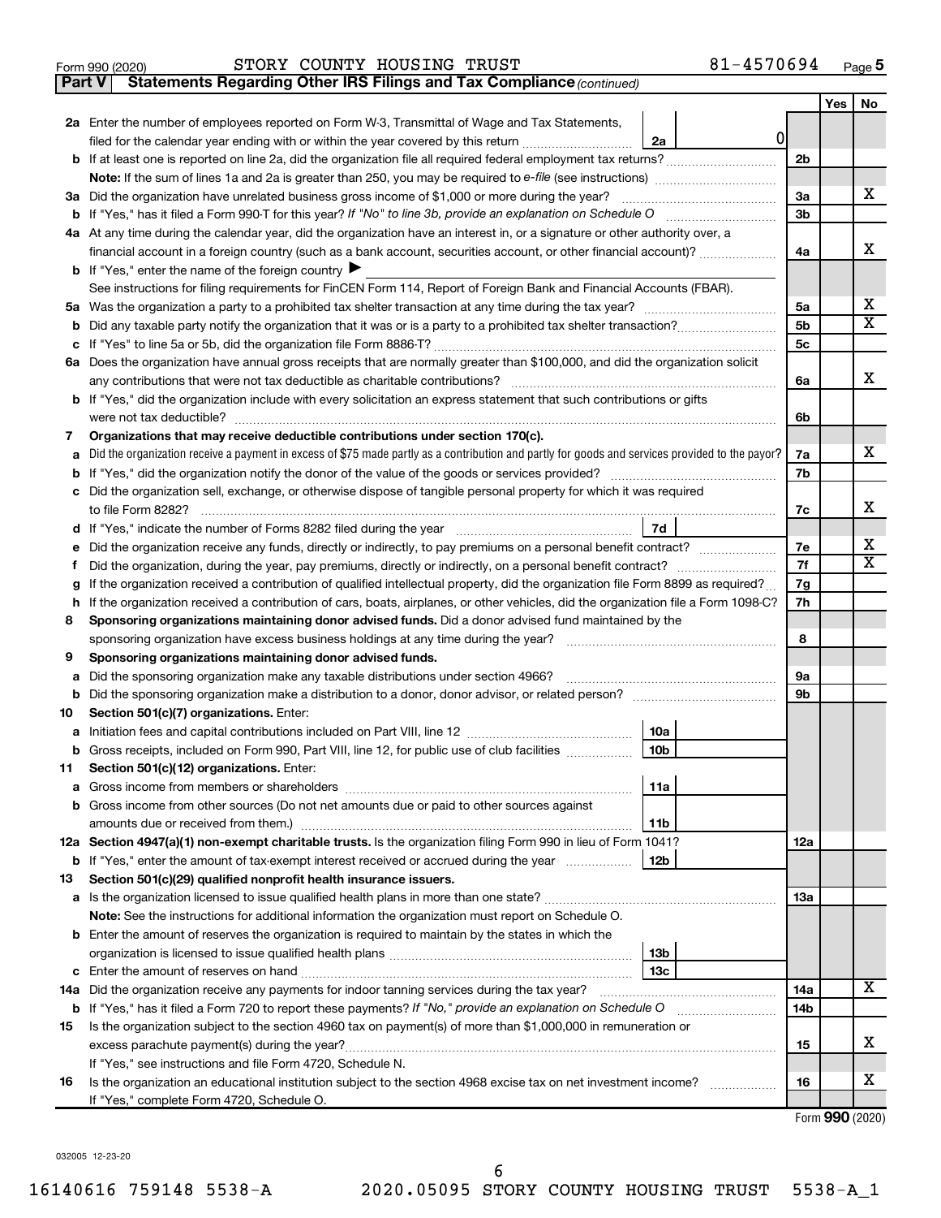Form 990 (2020) STORY COUNTY HOUSING TRUST 81-4570694 Page 5

**Part V Statements Regarding Other IRS Filings and Tax Compliance** *(continued)*

| | | | | Yes | No |
|---|---|---|---|---|---|
| **2a** | Enter the number of employees reported on Form W-3, Transmittal of Wage and Tax Statements, filed for the calendar year ending with or within the year covered by this return | 2a | 0 | | |
| **b** | If at least one is reported on line 2a, did the organization file all required federal employment tax returns? | | 2b | | |
| | **Note:** If the sum of lines 1a and 2a is greater than 250, you may be required to *e-file* (see instructions) | | | | |
| **3a** | Did the organization have unrelated business gross income of $1,000 or more during the year? | | 3a | | X |
| **b** | If "Yes," has it filed a Form 990-T for this year? *If "No" to line 3b, provide an explanation on Schedule O* | | 3b | | |
| **4a** | At any time during the calendar year, did the organization have an interest in, or a signature or other authority over, a financial account in a foreign country (such as a bank account, securities account, or other financial account)? | | 4a | | X |
| **b** | If "Yes," enter the name of the foreign country ▶ | | | | |
| | See instructions for filing requirements for FinCEN Form 114, Report of Foreign Bank and Financial Accounts (FBAR). | | | | |
| **5a** | Was the organization a party to a prohibited tax shelter transaction at any time during the tax year? | | 5a | | X |
| **b** | Did any taxable party notify the organization that it was or is a party to a prohibited tax shelter transaction? | | 5b | | X |
| **c** | If "Yes" to line 5a or 5b, did the organization file Form 8886-T? | | 5c | | |
| **6a** | Does the organization have annual gross receipts that are normally greater than $100,000, and did the organization solicit any contributions that were not tax deductible as charitable contributions? | | 6a | | X |
| **b** | If "Yes," did the organization include with every solicitation an express statement that such contributions or gifts were not tax deductible? | | 6b | | |
| **7** | **Organizations that may receive deductible contributions under section 170(c).** | | | | |
| **a** | Did the organization receive a payment in excess of $75 made partly as a contribution and partly for goods and services provided to the payor? | | 7a | | X |
| **b** | If "Yes," did the organization notify the donor of the value of the goods or services provided? | | 7b | | |
| **c** | Did the organization sell, exchange, or otherwise dispose of tangible personal property for which it was required to file Form 8282? | | 7c | | X |
| **d** | If "Yes," indicate the number of Forms 8282 filed during the year | 7d | | | |
| **e** | Did the organization receive any funds, directly or indirectly, to pay premiums on a personal benefit contract? | | 7e | | X |
| **f** | Did the organization, during the year, pay premiums, directly or indirectly, on a personal benefit contract? | | 7f | | X |
| **g** | If the organization received a contribution of qualified intellectual property, did the organization file Form 8899 as required? | | 7g | | |
| **h** | If the organization received a contribution of cars, boats, airplanes, or other vehicles, did the organization file a Form 1098-C? | | 7h | | |
| **8** | **Sponsoring organizations maintaining donor advised funds.** Did a donor advised fund maintained by the sponsoring organization have excess business holdings at any time during the year? | | 8 | | |
| **9** | **Sponsoring organizations maintaining donor advised funds.** | | | | |
| **a** | Did the sponsoring organization make any taxable distributions under section 4966? | | 9a | | |
| **b** | Did the sponsoring organization make a distribution to a donor, donor advisor, or related person? | | 9b | | |
| **10** | **Section 501(c)(7) organizations.** Enter: | | | | |
| **a** | Initiation fees and capital contributions included on Part VIII, line 12 | 10a | | | |
| **b** | Gross receipts, included on Form 990, Part VIII, line 12, for public use of club facilities | 10b | | | |
| **11** | **Section 501(c)(12) organizations.** Enter: | | | | |
| **a** | Gross income from members or shareholders | 11a | | | |
| **b** | Gross income from other sources (Do not net amounts due or paid to other sources against amounts due or received from them.) | 11b | | | |
| **12a** | **Section 4947(a)(1) non-exempt charitable trusts.** Is the organization filing Form 990 in lieu of Form 1041? | | 12a | | |
| **b** | If "Yes," enter the amount of tax-exempt interest received or accrued during the year | 12b | | | |
| **13** | **Section 501(c)(29) qualified nonprofit health insurance issuers.** | | | | |
| **a** | Is the organization licensed to issue qualified health plans in more than one state? | | 13a | | |
| | **Note:** See the instructions for additional information the organization must report on Schedule O. | | | | |
| **b** | Enter the amount of reserves the organization is required to maintain by the states in which the organization is licensed to issue qualified health plans | 13b | | | |
| **c** | Enter the amount of reserves on hand | 13c | | | |
| **14a** | Did the organization receive any payments for indoor tanning services during the tax year? | | 14a | | X |
| **b** | If "Yes," has it filed a Form 720 to report these payments? *If "No," provide an explanation on Schedule O* | | 14b | | |
| **15** | Is the organization subject to the section 4960 tax on payment(s) of more than $1,000,000 in remuneration or excess parachute payment(s) during the year? | | 15 | | X |
| | If "Yes," see instructions and file Form 4720, Schedule N. | | | | |
| **16** | Is the organization an educational institution subject to the section 4968 excise tax on net investment income? | | 16 | | X |
| | If "Yes," complete Form 4720, Schedule O. | | | | |

Form **990** (2020)

032005 12-23-20

16140616 759148 5538-A 2020.05095 STORY COUNTY HOUSING TRUST 5538-A_1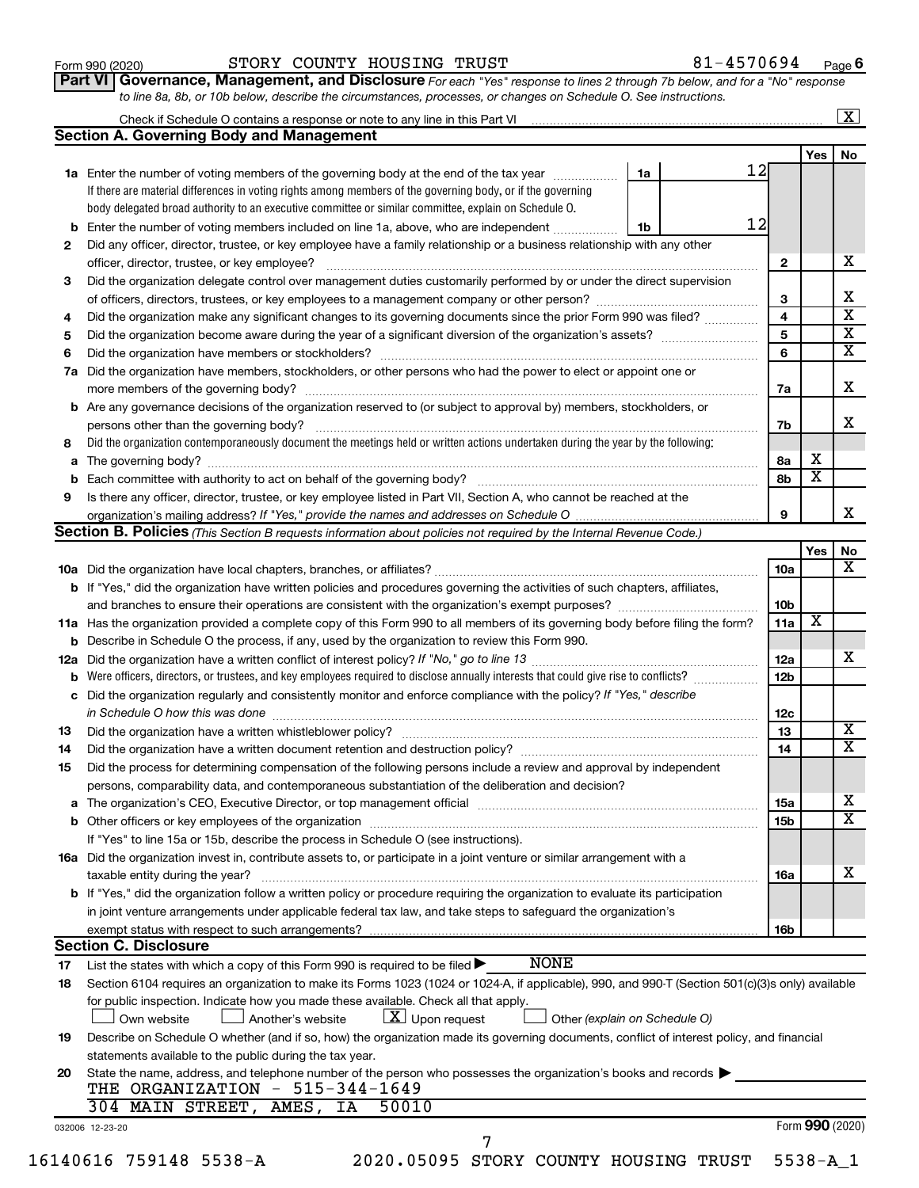Form 990 (2020) STORY COUNTY HOUSING TRUST 81-4570694 Page **6**

**Part VI Governance, Management, and Disclosure** *For each "Yes" response to lines 2 through 7b below, and for a "No" response to line 8a, 8b, or 10b below, describe the circumstances, processes, or changes on Schedule O. See instructions.*

Check if Schedule O contains a response or note to any line in this Part VI [X]

### Section A. Governing Body and Management

| | | | | Yes | No |
|---|---|---|---|---|---|
| **1a** | Enter the number of voting members of the governing body at the end of the tax year — If there are material differences in voting rights among members of the governing body, or if the governing body delegated broad authority to an executive committee or similar committee, explain on Schedule O. | 1a: 12 | | | |
| **b** | Enter the number of voting members included on line 1a, above, who are independent | 1b: 12 | | | |
| **2** | Did any officer, director, trustee, or key employee have a family relationship or a business relationship with any other officer, director, trustee, or key employee? | | 2 | | X |
| **3** | Did the organization delegate control over management duties customarily performed by or under the direct supervision of officers, directors, trustees, or key employees to a management company or other person? | | 3 | | X |
| **4** | Did the organization make any significant changes to its governing documents since the prior Form 990 was filed? | | 4 | | X |
| **5** | Did the organization become aware during the year of a significant diversion of the organization's assets? | | 5 | | X |
| **6** | Did the organization have members or stockholders? | | 6 | | X |
| **7a** | Did the organization have members, stockholders, or other persons who had the power to elect or appoint one or more members of the governing body? | | 7a | | X |
| **b** | Are any governance decisions of the organization reserved to (or subject to approval by) members, stockholders, or persons other than the governing body? | | 7b | | X |
| **8** | Did the organization contemporaneously document the meetings held or written actions undertaken during the year by the following: | | | | |
| **a** | The governing body? | | 8a | X | |
| **b** | Each committee with authority to act on behalf of the governing body? | | 8b | X | |
| **9** | Is there any officer, director, trustee, or key employee listed in Part VII, Section A, who cannot be reached at the organization's mailing address? *If "Yes," provide the names and addresses on Schedule O* | | 9 | | X |

### Section B. Policies *(This Section B requests information about policies not required by the Internal Revenue Code.)*

| | | | Yes | No |
|---|---|---|---|---|
| **10a** | Did the organization have local chapters, branches, or affiliates? | 10a | | X |
| **b** | If "Yes," did the organization have written policies and procedures governing the activities of such chapters, affiliates, and branches to ensure their operations are consistent with the organization's exempt purposes? | 10b | | |
| **11a** | Has the organization provided a complete copy of this Form 990 to all members of its governing body before filing the form? | 11a | X | |
| **b** | Describe in Schedule O the process, if any, used by the organization to review this Form 990. | | | |
| **12a** | Did the organization have a written conflict of interest policy? *If "No," go to line 13* | 12a | | X |
| **b** | Were officers, directors, or trustees, and key employees required to disclose annually interests that could give rise to conflicts? | 12b | | |
| **c** | Did the organization regularly and consistently monitor and enforce compliance with the policy? *If "Yes," describe in Schedule O how this was done* | 12c | | |
| **13** | Did the organization have a written whistleblower policy? | 13 | | X |
| **14** | Did the organization have a written document retention and destruction policy? | 14 | | X |
| **15** | Did the process for determining compensation of the following persons include a review and approval by independent persons, comparability data, and contemporaneous substantiation of the deliberation and decision? | | | |
| **a** | The organization's CEO, Executive Director, or top management official | 15a | | X |
| **b** | Other officers or key employees of the organization — If "Yes" to line 15a or 15b, describe the process in Schedule O (see instructions). | 15b | | X |
| **16a** | Did the organization invest in, contribute assets to, or participate in a joint venture or similar arrangement with a taxable entity during the year? | 16a | | X |
| **b** | If "Yes," did the organization follow a written policy or procedure requiring the organization to evaluate its participation in joint venture arrangements under applicable federal tax law, and take steps to safeguard the organization's exempt status with respect to such arrangements? | 16b | | |

### Section C. Disclosure

**17** List the states with which a copy of this Form 990 is required to be filed ▶ NONE

**18** Section 6104 requires an organization to make its Forms 1023 (1024 or 1024-A, if applicable), 990, and 990-T (Section 501(c)(3)s only) available for public inspection. Indicate how you made these available. Check all that apply.

[ ] Own website [ ] Another's website [X] Upon request [ ] Other *(explain on Schedule O)*

**19** Describe on Schedule O whether (and if so, how) the organization made its governing documents, conflict of interest policy, and financial statements available to the public during the tax year.

**20** State the name, address, and telephone number of the person who possesses the organization's books and records ▶

THE ORGANIZATION - 515-344-1649
304 MAIN STREET, AMES, IA 50010

032006 12-23-20 Form **990** (2020)

16140616 759148 5538-A 2020.05095 STORY COUNTY HOUSING TRUST 5538-A_1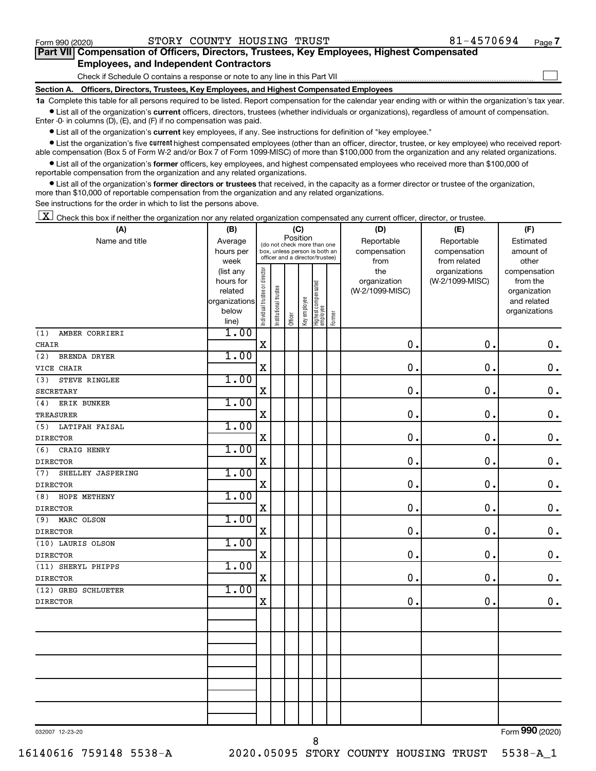Form 990 (2020) STORY COUNTY HOUSING TRUST 81-4570694 Page **7**

**Part VII Compensation of Officers, Directors, Trustees, Key Employees, Highest Compensated Employees, and Independent Contractors**

Check if Schedule O contains a response or note to any line in this Part VII ☐

**Section A. Officers, Directors, Trustees, Key Employees, and Highest Compensated Employees**

**1a** Complete this table for all persons required to be listed. Report compensation for the calendar year ending with or within the organization's tax year.

- List all of the organization's **current** officers, directors, trustees (whether individuals or organizations), regardless of amount of compensation. Enter -0- in columns (D), (E), and (F) if no compensation was paid.
- List all of the organization's **current** key employees, if any. See instructions for definition of "key employee."
- List the organization's five **current** highest compensated employees (other than an officer, director, trustee, or key employee) who received reportable compensation (Box 5 of Form W-2 and/or Box 7 of Form 1099-MISC) of more than $100,000 from the organization and any related organizations.
- List all of the organization's **former** officers, key employees, and highest compensated employees who received more than $100,000 of reportable compensation from the organization and any related organizations.
- List all of the organization's **former directors or trustees** that received, in the capacity as a former director or trustee of the organization, more than $10,000 of reportable compensation from the organization and any related organizations.

See instructions for the order in which to list the persons above.

☒ Check this box if neither the organization nor any related organization compensated any current officer, director, or trustee.

| (A) Name and title | (B) Average hours per week (list any hours for related organizations below line) | (C) Position: Individual trustee or director | Institutional trustee | Officer | Key employee | Highest compensated employee | Former | (D) Reportable compensation from the organization (W-2/1099-MISC) | (E) Reportable compensation from related organizations (W-2/1099-MISC) | (F) Estimated amount of other compensation from the organization and related organizations |
|---|---|---|---|---|---|---|---|---|---|---|
| (1) AMBER CORRIERI<br>CHAIR | 1.00 | X | | | | | | 0. | 0. | 0. |
| (2) BRENDA DRYER<br>VICE CHAIR | 1.00 | X | | | | | | 0. | 0. | 0. |
| (3) STEVE RINGLEE<br>SECRETARY | 1.00 | X | | | | | | 0. | 0. | 0. |
| (4) ERIK BUNKER<br>TREASURER | 1.00 | X | | | | | | 0. | 0. | 0. |
| (5) LATIFAH FAISAL<br>DIRECTOR | 1.00 | X | | | | | | 0. | 0. | 0. |
| (6) CRAIG HENRY<br>DIRECTOR | 1.00 | X | | | | | | 0. | 0. | 0. |
| (7) SHELLEY JASPERING<br>DIRECTOR | 1.00 | X | | | | | | 0. | 0. | 0. |
| (8) HOPE METHENY<br>DIRECTOR | 1.00 | X | | | | | | 0. | 0. | 0. |
| (9) MARC OLSON<br>DIRECTOR | 1.00 | X | | | | | | 0. | 0. | 0. |
| (10) LAURIS OLSON<br>DIRECTOR | 1.00 | X | | | | | | 0. | 0. | 0. |
| (11) SHERYL PHIPPS<br>DIRECTOR | 1.00 | X | | | | | | 0. | 0. | 0. |
| (12) GREG SCHLUETER<br>DIRECTOR | 1.00 | X | | | | | | 0. | 0. | 0. |

032007 12-23-20 Form **990** (2020)

16140616 759148 5538-A 2020.05095 STORY COUNTY HOUSING TRUST 5538-A_1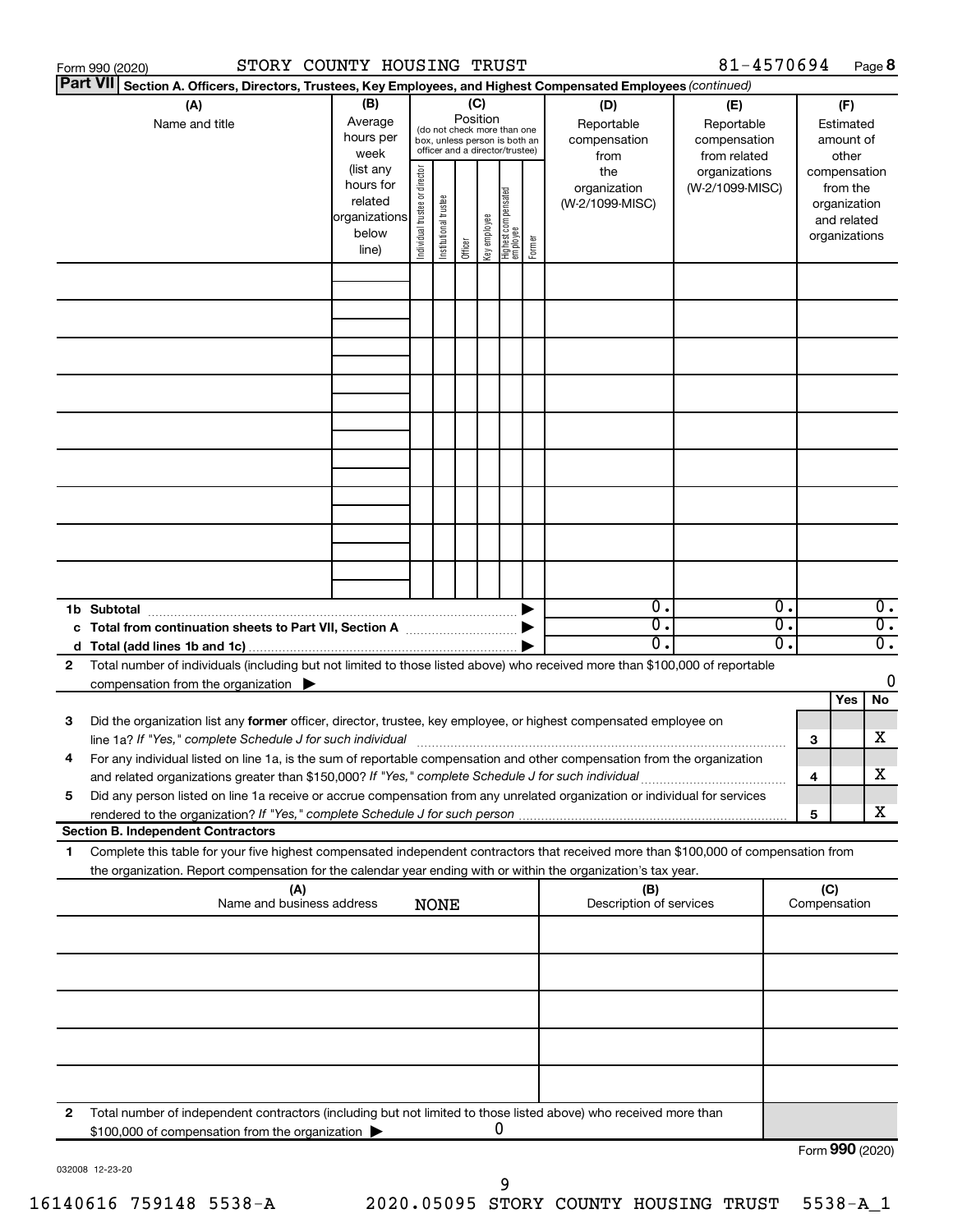Form 990 (2020) STORY COUNTY HOUSING TRUST 81-4570694 Page 8

**Part VII Section A. Officers, Directors, Trustees, Key Employees, and Highest Compensated Employees** *(continued)*

| (A) Name and title | (B) Average hours per week (list any hours for related organizations below line) | (C) Position (do not check more than one box, unless person is both an officer and a director/trustee): Individual trustee or director | Institutional trustee | Officer | Key employee | Highest compensated employee | Former | (D) Reportable compensation from the organization (W-2/1099-MISC) | (E) Reportable compensation from related organizations (W-2/1099-MISC) | (F) Estimated amount of other compensation from the organization and related organizations |
|---|---|---|---|---|---|---|---|---|---|---|
| | | | | | | | | | | |
| | | | | | | | | | | |
| | | | | | | | | | | |
| | | | | | | | | | | |
| | | | | | | | | | | |
| | | | | | | | | | | |
| | | | | | | | | | | |
| | | | | | | | | | | |
| | | | | | | | | | | |
| **1b Subtotal** | | | | | | | | 0. | 0. | 0. |
| **c Total from continuation sheets to Part VII, Section A** | | | | | | | | 0. | 0. | 0. |
| **d Total (add lines 1b and 1c)** | | | | | | | | 0. | 0. | 0. |

**2** Total number of individuals (including but not limited to those listed above) who received more than $100,000 of reportable compensation from the organization ▶ 0

| | | | Yes | No |
|---|---|---|---|---|
| **3** | Did the organization list any **former** officer, director, trustee, key employee, or highest compensated employee on line 1a? *If "Yes," complete Schedule J for such individual* | 3 | | X |
| **4** | For any individual listed on line 1a, is the sum of reportable compensation and other compensation from the organization and related organizations greater than $150,000? *If "Yes," complete Schedule J for such individual* | 4 | | X |
| **5** | Did any person listed on line 1a receive or accrue compensation from any unrelated organization or individual for services rendered to the organization? *If "Yes," complete Schedule J for such person* | 5 | | X |

**Section B. Independent Contractors**

**1** Complete this table for your five highest compensated independent contractors that received more than $100,000 of compensation from the organization. Report compensation for the calendar year ending with or within the organization's tax year.

| (A) Name and business address | (B) Description of services | (C) Compensation |
|---|---|---|
| NONE | | |
| | | |
| | | |
| | | |
| | | |
| | | |

**2** Total number of independent contractors (including but not limited to those listed above) who received more than $100,000 of compensation from the organization ▶ 0

Form **990** (2020)

032008 12-23-20

16140616 759148 5538-A 2020.05095 STORY COUNTY HOUSING TRUST 5538-A_1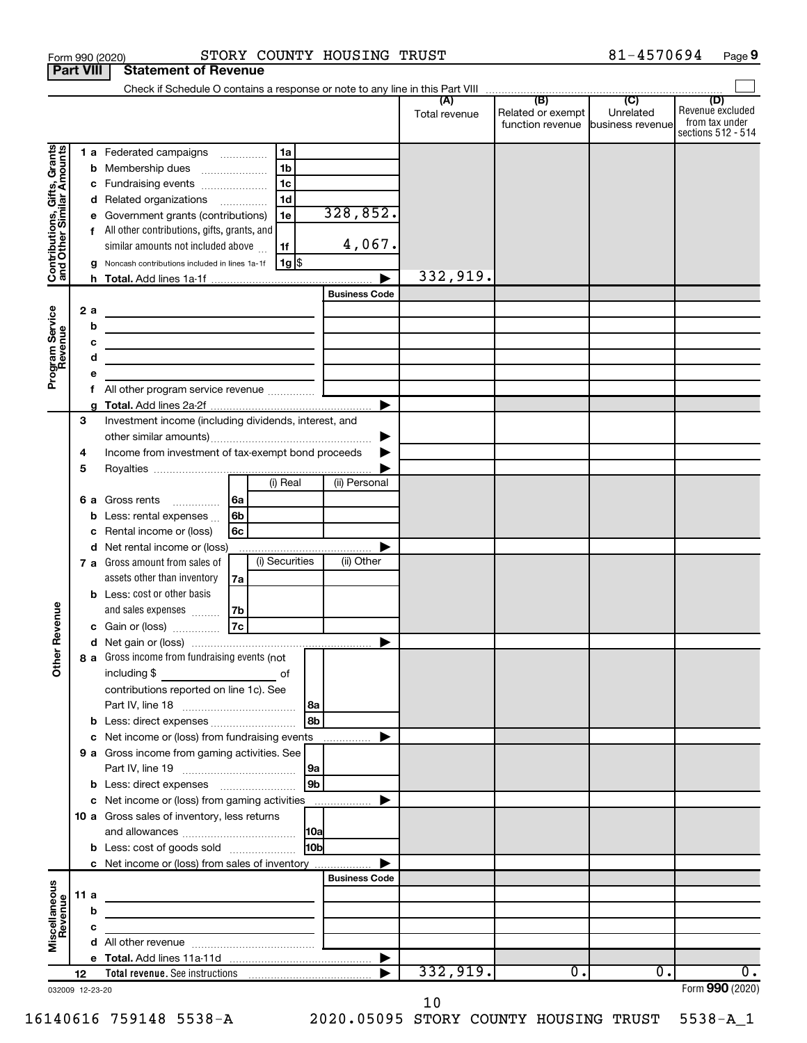Form 990 (2020) STORY COUNTY HOUSING TRUST 81-4570694 Page 9

**Part VIII Statement of Revenue**

Check if Schedule O contains a response or note to any line in this Part VIII

| | | | | (A) Total revenue | (B) Related or exempt function revenue | (C) Unrelated business revenue | (D) Revenue excluded from tax under sections 512 - 514 |
|---|---|---|---|---|---|---|---|
| **Contributions, Gifts, Grants and Other Similar Amounts** | 1 a Federated campaigns | 1a | | | | | |
| | b Membership dues | 1b | | | | | |
| | c Fundraising events | 1c | | | | | |
| | d Related organizations | 1d | | | | | |
| | e Government grants (contributions) | 1e | 328,852. | | | | |
| | f All other contributions, gifts, grants, and similar amounts not included above | 1f | 4,067. | | | | |
| | g Noncash contributions included in lines 1a-1f | 1g | $ | | | | |
| | h **Total.** Add lines 1a-1f | | | 332,919. | | | |
| **Program Service Revenue** | | | Business Code | | | | |
| | 2 a | | | | | | |
| | b | | | | | | |
| | c | | | | | | |
| | d | | | | | | |
| | e | | | | | | |
| | f All other program service revenue | | | | | | |
| | g **Total.** Add lines 2a-2f | | | | | | |
| **Other Revenue** | 3 Investment income (including dividends, interest, and other similar amounts) | | | | | | |
| | 4 Income from investment of tax-exempt bond proceeds | | | | | | |
| | 5 Royalties | | | | | | |
| | | | (i) Real | (ii) Personal | | | |
| | 6 a Gross rents | 6a | | | | | |
| | b Less: rental expenses | 6b | | | | | |
| | c Rental income or (loss) | 6c | | | | | |
| | d Net rental income or (loss) | | | | | | |
| | | | (i) Securities | (ii) Other | | | |
| | 7 a Gross amount from sales of assets other than inventory | 7a | | | | | |
| | b Less: cost or other basis and sales expenses | 7b | | | | | |
| | c Gain or (loss) | 7c | | | | | |
| | d Net gain or (loss) | | | | | | |
| | 8 a Gross income from fundraising events (not including $ ______ of contributions reported on line 1c). See Part IV, line 18 | 8a | | | | | |
| | b Less: direct expenses | 8b | | | | | |
| | c Net income or (loss) from fundraising events | | | | | | |
| | 9 a Gross income from gaming activities. See Part IV, line 19 | 9a | | | | | |
| | b Less: direct expenses | 9b | | | | | |
| | c Net income or (loss) from gaming activities | | | | | | |
| | 10 a Gross sales of inventory, less returns and allowances | 10a | | | | | |
| | b Less: cost of goods sold | 10b | | | | | |
| | c Net income or (loss) from sales of inventory | | | | | | |
| **Miscellaneous Revenue** | | | Business Code | | | | |
| | 11 a | | | | | | |
| | b | | | | | | |
| | c | | | | | | |
| | d All other revenue | | | | | | |
| | e **Total.** Add lines 11a-11d | | | | | | |
| | 12 **Total revenue.** See instructions | | | 332,919. | 0. | 0. | 0. |

032009 12-23-20

Form **990** (2020)

16140616 759148 5538-A 2020.05095 STORY COUNTY HOUSING TRUST 5538-A_1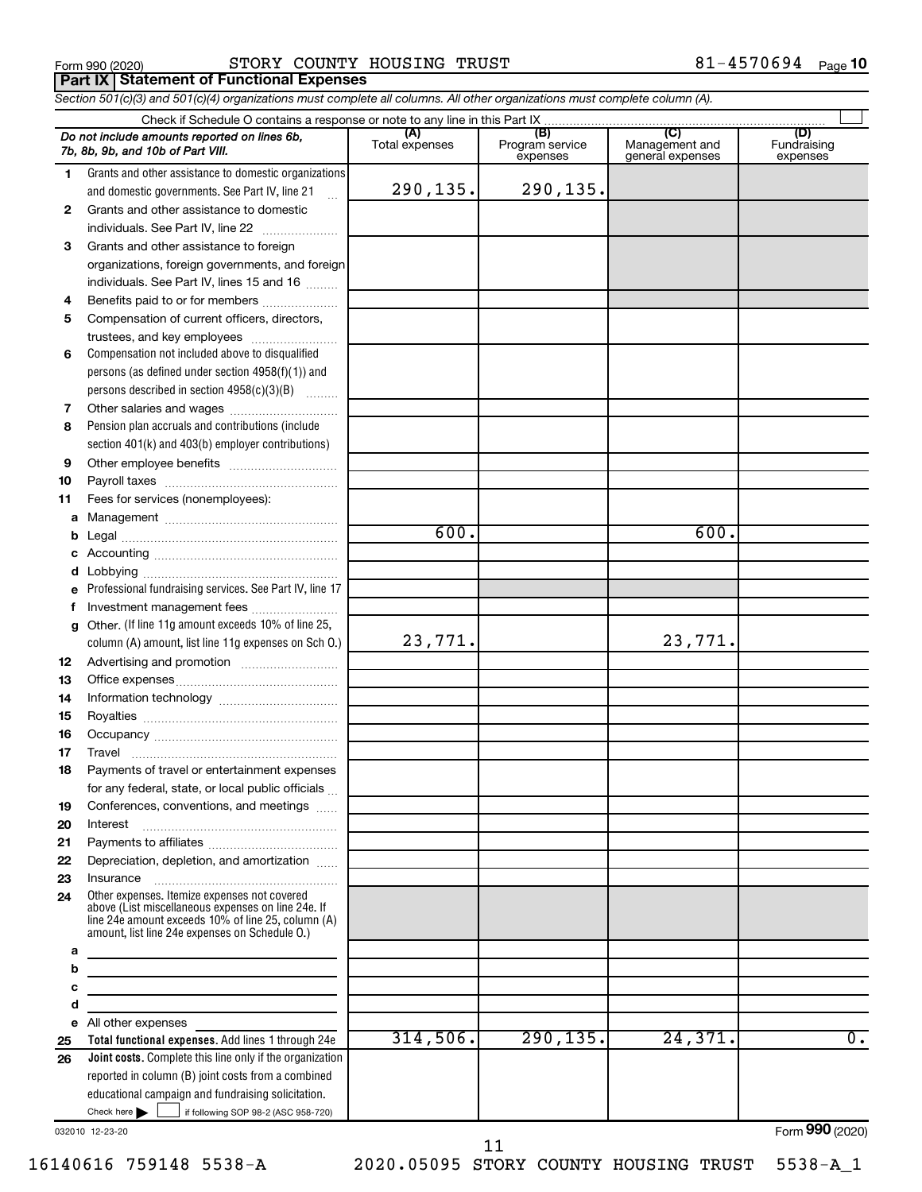Form 990 (2020) STORY COUNTY HOUSING TRUST 81-4570694 Page 10

**Part IX | Statement of Functional Expenses**

*Section 501(c)(3) and 501(c)(4) organizations must complete all columns. All other organizations must complete column (A).*

Check if Schedule O contains a response or note to any line in this Part IX ☐

| | *Do not include amounts reported on lines 6b, 7b, 8b, 9b, and 10b of Part VIII.* | (A) Total expenses | (B) Program service expenses | (C) Management and general expenses | (D) Fundraising expenses |
|---|---|---|---|---|---|
| 1 | Grants and other assistance to domestic organizations and domestic governments. See Part IV, line 21 | 290,135. | 290,135. | | |
| 2 | Grants and other assistance to domestic individuals. See Part IV, line 22 | | | | |
| 3 | Grants and other assistance to foreign organizations, foreign governments, and foreign individuals. See Part IV, lines 15 and 16 | | | | |
| 4 | Benefits paid to or for members | | | | |
| 5 | Compensation of current officers, directors, trustees, and key employees | | | | |
| 6 | Compensation not included above to disqualified persons (as defined under section 4958(f)(1)) and persons described in section 4958(c)(3)(B) | | | | |
| 7 | Other salaries and wages | | | | |
| 8 | Pension plan accruals and contributions (include section 401(k) and 403(b) employer contributions) | | | | |
| 9 | Other employee benefits | | | | |
| 10 | Payroll taxes | | | | |
| 11 | Fees for services (nonemployees): | | | | |
| a | Management | | | | |
| b | Legal | 600. | | 600. | |
| c | Accounting | | | | |
| d | Lobbying | | | | |
| e | Professional fundraising services. See Part IV, line 17 | | | | |
| f | Investment management fees | | | | |
| g | Other. (If line 11g amount exceeds 10% of line 25, column (A) amount, list line 11g expenses on Sch O.) | 23,771. | | 23,771. | |
| 12 | Advertising and promotion | | | | |
| 13 | Office expenses | | | | |
| 14 | Information technology | | | | |
| 15 | Royalties | | | | |
| 16 | Occupancy | | | | |
| 17 | Travel | | | | |
| 18 | Payments of travel or entertainment expenses for any federal, state, or local public officials | | | | |
| 19 | Conferences, conventions, and meetings | | | | |
| 20 | Interest | | | | |
| 21 | Payments to affiliates | | | | |
| 22 | Depreciation, depletion, and amortization | | | | |
| 23 | Insurance | | | | |
| 24 | Other expenses. Itemize expenses not covered above (List miscellaneous expenses on line 24e. If line 24e amount exceeds 10% of line 25, column (A) amount, list line 24e expenses on Schedule O.) | | | | |
| a | | | | | |
| b | | | | | |
| c | | | | | |
| d | | | | | |
| e | All other expenses | | | | |
| 25 | **Total functional expenses.** Add lines 1 through 24e | 314,506. | 290,135. | 24,371. | 0. |
| 26 | **Joint costs.** Complete this line only if the organization reported in column (B) joint costs from a combined educational campaign and fundraising solicitation. Check here ☐ if following SOP 98-2 (ASC 958-720) | | | | |

032010 12-23-20 Form **990** (2020)

16140616 759148 5538-A 2020.05095 STORY COUNTY HOUSING TRUST 5538-A_1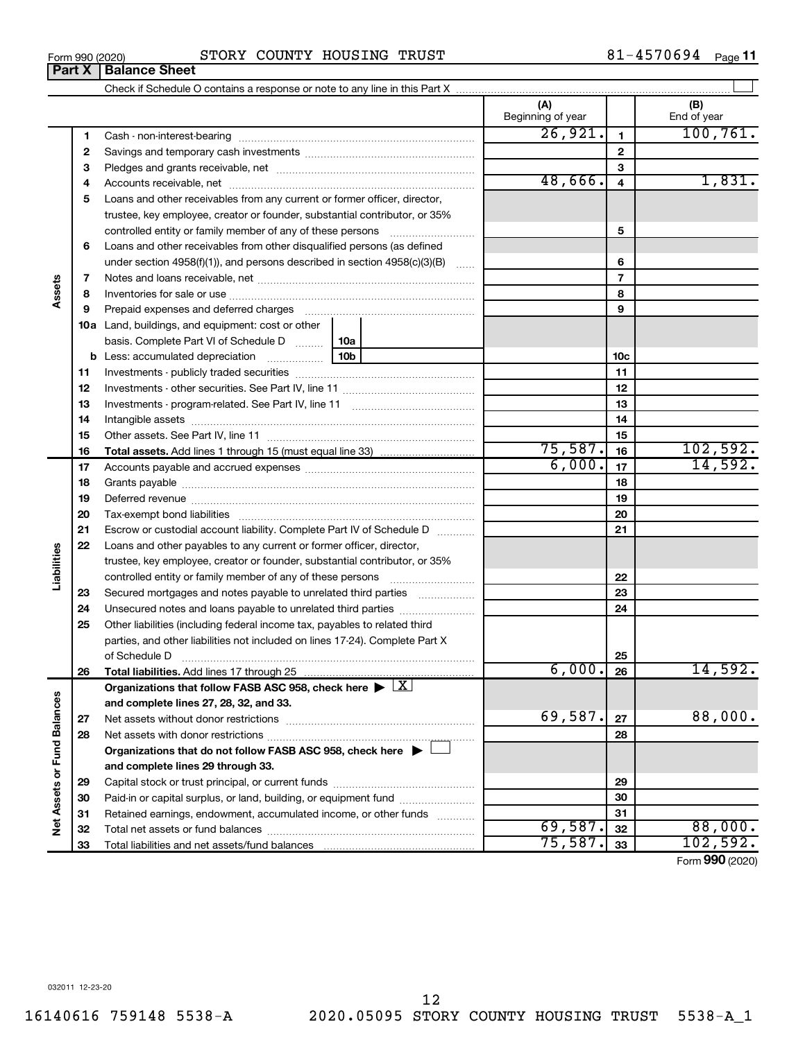Form 990 (2020) STORY COUNTY HOUSING TRUST 81-4570694

## Part X | Balance Sheet

Check if Schedule O contains a response or note to any line in this Part X ☐

| | | | (A) Beginning of year | | (B) End of year |
|---|---|---|---|---|---|
| Assets | 1 | Cash - non-interest-bearing | 26,921. | 1 | 100,761. |
| | 2 | Savings and temporary cash investments | | 2 | |
| | 3 | Pledges and grants receivable, net | | 3 | |
| | 4 | Accounts receivable, net | 48,666. | 4 | 1,831. |
| | 5 | Loans and other receivables from any current or former officer, director, trustee, key employee, creator or founder, substantial contributor, or 35% controlled entity or family member of any of these persons | | 5 | |
| | 6 | Loans and other receivables from other disqualified persons (as defined under section 4958(f)(1)), and persons described in section 4958(c)(3)(B) | | 6 | |
| | 7 | Notes and loans receivable, net | | 7 | |
| | 8 | Inventories for sale or use | | 8 | |
| | 9 | Prepaid expenses and deferred charges | | 9 | |
| | 10a | Land, buildings, and equipment: cost or other basis. Complete Part VI of Schedule D [10a] | | | |
| | b | Less: accumulated depreciation [10b] | | 10c | |
| | 11 | Investments - publicly traded securities | | 11 | |
| | 12 | Investments - other securities. See Part IV, line 11 | | 12 | |
| | 13 | Investments - program-related. See Part IV, line 11 | | 13 | |
| | 14 | Intangible assets | | 14 | |
| | 15 | Other assets. See Part IV, line 11 | | 15 | |
| | 16 | **Total assets.** Add lines 1 through 15 (must equal line 33) | 75,587. | 16 | 102,592. |
| Liabilities | 17 | Accounts payable and accrued expenses | 6,000. | 17 | 14,592. |
| | 18 | Grants payable | | 18 | |
| | 19 | Deferred revenue | | 19 | |
| | 20 | Tax-exempt bond liabilities | | 20 | |
| | 21 | Escrow or custodial account liability. Complete Part IV of Schedule D | | 21 | |
| | 22 | Loans and other payables to any current or former officer, director, trustee, key employee, creator or founder, substantial contributor, or 35% controlled entity or family member of any of these persons | | 22 | |
| | 23 | Secured mortgages and notes payable to unrelated third parties | | 23 | |
| | 24 | Unsecured notes and loans payable to unrelated third parties | | 24 | |
| | 25 | Other liabilities (including federal income tax, payables to related third parties, and other liabilities not included on lines 17-24). Complete Part X of Schedule D | | 25 | |
| | 26 | **Total liabilities.** Add lines 17 through 25 | 6,000. | 26 | 14,592. |
| Net Assets or Fund Balances | | **Organizations that follow FASB ASC 958, check here ▶ [X] and complete lines 27, 28, 32, and 33.** | | | |
| | 27 | Net assets without donor restrictions | 69,587. | 27 | 88,000. |
| | 28 | Net assets with donor restrictions | | 28 | |
| | | **Organizations that do not follow FASB ASC 958, check here ▶ ☐ and complete lines 29 through 33.** | | | |
| | 29 | Capital stock or trust principal, or current funds | | 29 | |
| | 30 | Paid-in or capital surplus, or land, building, or equipment fund | | 30 | |
| | 31 | Retained earnings, endowment, accumulated income, or other funds | | 31 | |
| | 32 | Total net assets or fund balances | 69,587. | 32 | 88,000. |
| | 33 | Total liabilities and net assets/fund balances | 75,587. | 33 | 102,592. |

Form **990** (2020)

032011 12-23-20

16140616 759148 5538-A 2020.05095 STORY COUNTY HOUSING TRUST 5538-A_1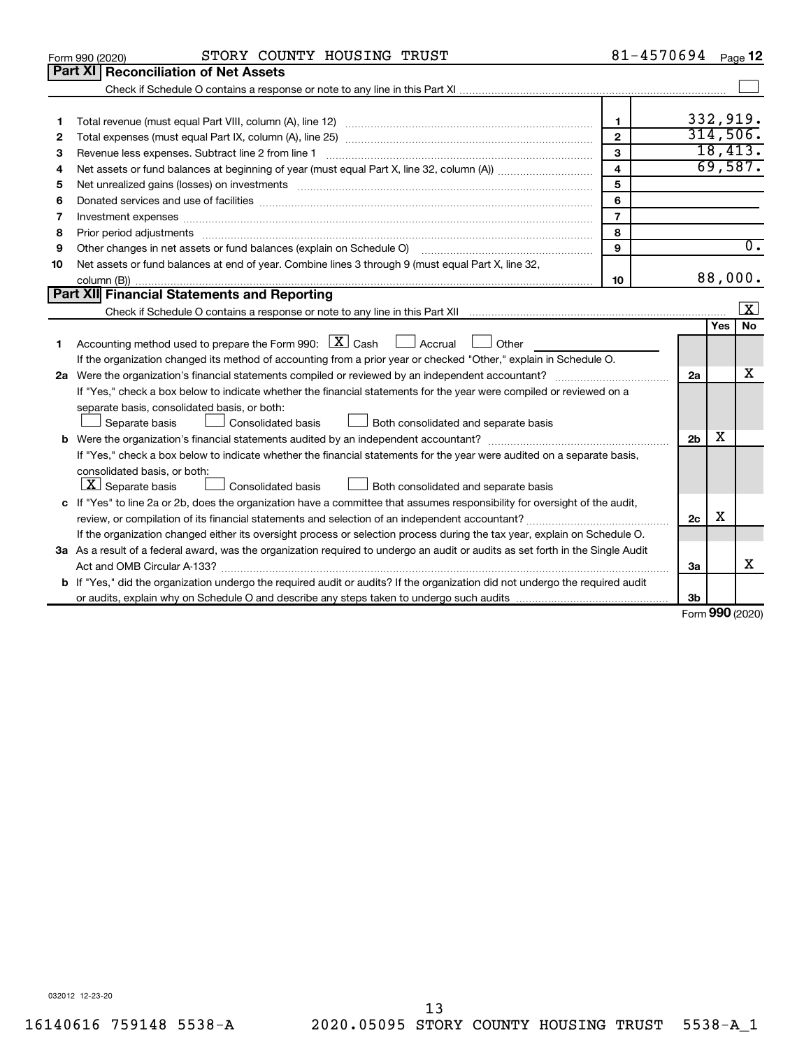Form 990 (2020) STORY COUNTY HOUSING TRUST 81-4570694 Page **12**

## Part XI Reconciliation of Net Assets

Check if Schedule O contains a response or note to any line in this Part XI ☐

| | | | |
|---|---|---|---|
| 1 | Total revenue (must equal Part VIII, column (A), line 12) | 1 | 332,919. |
| 2 | Total expenses (must equal Part IX, column (A), line 25) | 2 | 314,506. |
| 3 | Revenue less expenses. Subtract line 2 from line 1 | 3 | 18,413. |
| 4 | Net assets or fund balances at beginning of year (must equal Part X, line 32, column (A)) | 4 | 69,587. |
| 5 | Net unrealized gains (losses) on investments | 5 | |
| 6 | Donated services and use of facilities | 6 | |
| 7 | Investment expenses | 7 | |
| 8 | Prior period adjustments | 8 | |
| 9 | Other changes in net assets or fund balances (explain on Schedule O) | 9 | 0. |
| 10 | Net assets or fund balances at end of year. Combine lines 3 through 9 (must equal Part X, line 32, column (B)) | 10 | 88,000. |

## Part XII Financial Statements and Reporting

Check if Schedule O contains a response or note to any line in this Part XII ☒

| | | | Yes | No |
|---|---|---|---|---|
| 1 | Accounting method used to prepare the Form 990: ☒ Cash ☐ Accrual ☐ Other<br>If the organization changed its method of accounting from a prior year or checked "Other," explain in Schedule O. | | | |
| 2a | Were the organization's financial statements compiled or reviewed by an independent accountant?<br>If "Yes," check a box below to indicate whether the financial statements for the year were compiled or reviewed on a separate basis, consolidated basis, or both:<br>☐ Separate basis ☐ Consolidated basis ☐ Both consolidated and separate basis | 2a | | X |
| b | Were the organization's financial statements audited by an independent accountant?<br>If "Yes," check a box below to indicate whether the financial statements for the year were audited on a separate basis, consolidated basis, or both:<br>☒ Separate basis ☐ Consolidated basis ☐ Both consolidated and separate basis | 2b | X | |
| c | If "Yes" to line 2a or 2b, does the organization have a committee that assumes responsibility for oversight of the audit, review, or compilation of its financial statements and selection of an independent accountant?<br>If the organization changed either its oversight process or selection process during the tax year, explain on Schedule O. | 2c | X | |
| 3a | As a result of a federal award, was the organization required to undergo an audit or audits as set forth in the Single Audit Act and OMB Circular A-133? | 3a | | X |
| b | If "Yes," did the organization undergo the required audit or audits? If the organization did not undergo the required audit or audits, explain why on Schedule O and describe any steps taken to undergo such audits | 3b | | |

Form **990** (2020)

032012 12-23-20

16140616 759148 5538-A 2020.05095 STORY COUNTY HOUSING TRUST 5538-A_1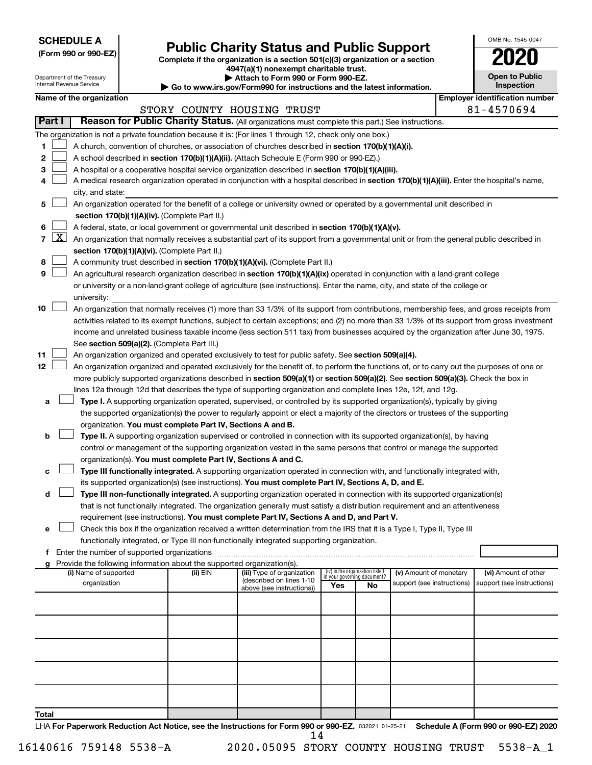**SCHEDULE A**
**(Form 990 or 990-EZ)**

Department of the Treasury
Internal Revenue Service

# Public Charity Status and Public Support

**Complete if the organization is a section 501(c)(3) organization or a section 4947(a)(1) nonexempt charitable trust.**
**▶ Attach to Form 990 or Form 990-EZ.**
**▶ Go to www.irs.gov/Form990 for instructions and the latest information.**

OMB No. 1545-0047
**2020**
**Open to Public Inspection**

**Name of the organization**: STORY COUNTY HOUSING TRUST
**Employer identification number**: 81-4570694

## Part I — Reason for Public Charity Status. (All organizations must complete this part.) See instructions.

The organization is not a private foundation because it is: (For lines 1 through 12, check only one box.)

1. [ ] A church, convention of churches, or association of churches described in **section 170(b)(1)(A)(i).**
2. [ ] A school described in **section 170(b)(1)(A)(ii).** (Attach Schedule E (Form 990 or 990-EZ).)
3. [ ] A hospital or a cooperative hospital service organization described in **section 170(b)(1)(A)(iii).**
4. [ ] A medical research organization operated in conjunction with a hospital described in **section 170(b)(1)(A)(iii).** Enter the hospital's name, city, and state: ______
5. [ ] An organization operated for the benefit of a college or university owned or operated by a governmental unit described in **section 170(b)(1)(A)(iv).** (Complete Part II.)
6. [ ] A federal, state, or local government or governmental unit described in **section 170(b)(1)(A)(v).**
7. [X] An organization that normally receives a substantial part of its support from a governmental unit or from the general public described in **section 170(b)(1)(A)(vi).** (Complete Part II.)
8. [ ] A community trust described in **section 170(b)(1)(A)(vi).** (Complete Part II.)
9. [ ] An agricultural research organization described in **section 170(b)(1)(A)(ix)** operated in conjunction with a land-grant college or university or a non-land-grant college of agriculture (see instructions). Enter the name, city, and state of the college or university: ______
10. [ ] An organization that normally receives (1) more than 33 1/3% of its support from contributions, membership fees, and gross receipts from activities related to its exempt functions, subject to certain exceptions; and (2) no more than 33 1/3% of its support from gross investment income and unrelated business taxable income (less section 511 tax) from businesses acquired by the organization after June 30, 1975. See **section 509(a)(2).** (Complete Part III.)
11. [ ] An organization organized and operated exclusively to test for public safety. See **section 509(a)(4).**
12. [ ] An organization organized and operated exclusively for the benefit of, to perform the functions of, or to carry out the purposes of one or more publicly supported organizations described in **section 509(a)(1)** or **section 509(a)(2).** See **section 509(a)(3).** Check the box in lines 12a through 12d that describes the type of supporting organization and complete lines 12e, 12f, and 12g.
   - **a** [ ] **Type I.** A supporting organization operated, supervised, or controlled by its supported organization(s), typically by giving the supported organization(s) the power to regularly appoint or elect a majority of the directors or trustees of the supporting organization. **You must complete Part IV, Sections A and B.**
   - **b** [ ] **Type II.** A supporting organization supervised or controlled in connection with its supported organization(s), by having control or management of the supporting organization vested in the same persons that control or manage the supported organization(s). **You must complete Part IV, Sections A and C.**
   - **c** [ ] **Type III functionally integrated.** A supporting organization operated in connection with, and functionally integrated with, its supported organization(s) (see instructions). **You must complete Part IV, Sections A, D, and E.**
   - **d** [ ] **Type III non-functionally integrated.** A supporting organization operated in connection with its supported organization(s) that is not functionally integrated. The organization generally must satisfy a distribution requirement and an attentiveness requirement (see instructions). **You must complete Part IV, Sections A and D, and Part V.**
   - **e** [ ] Check this box if the organization received a written determination from the IRS that it is a Type I, Type II, Type III functionally integrated, or Type III non-functionally integrated supporting organization.
   - **f** Enter the number of supported organizations ______
   - **g** Provide the following information about the supported organization(s).

| (i) Name of supported organization | (ii) EIN | (iii) Type of organization (described on lines 1-10 above (see instructions)) | (iv) Is the organization listed in your governing document? Yes | No | (v) Amount of monetary support (see instructions) | (vi) Amount of other support (see instructions) |
|---|---|---|---|---|---|---|
| | | | | | | |
| | | | | | | |
| | | | | | | |
| | | | | | | |
| | | | | | | |
| **Total** | | | | | | |

LHA **For Paperwork Reduction Act Notice, see the Instructions for Form 990 or 990-EZ.** 032021 01-25-21 **Schedule A (Form 990 or 990-EZ) 2020**

16140616 759148 5538-A 2020.05095 STORY COUNTY HOUSING TRUST 5538-A_1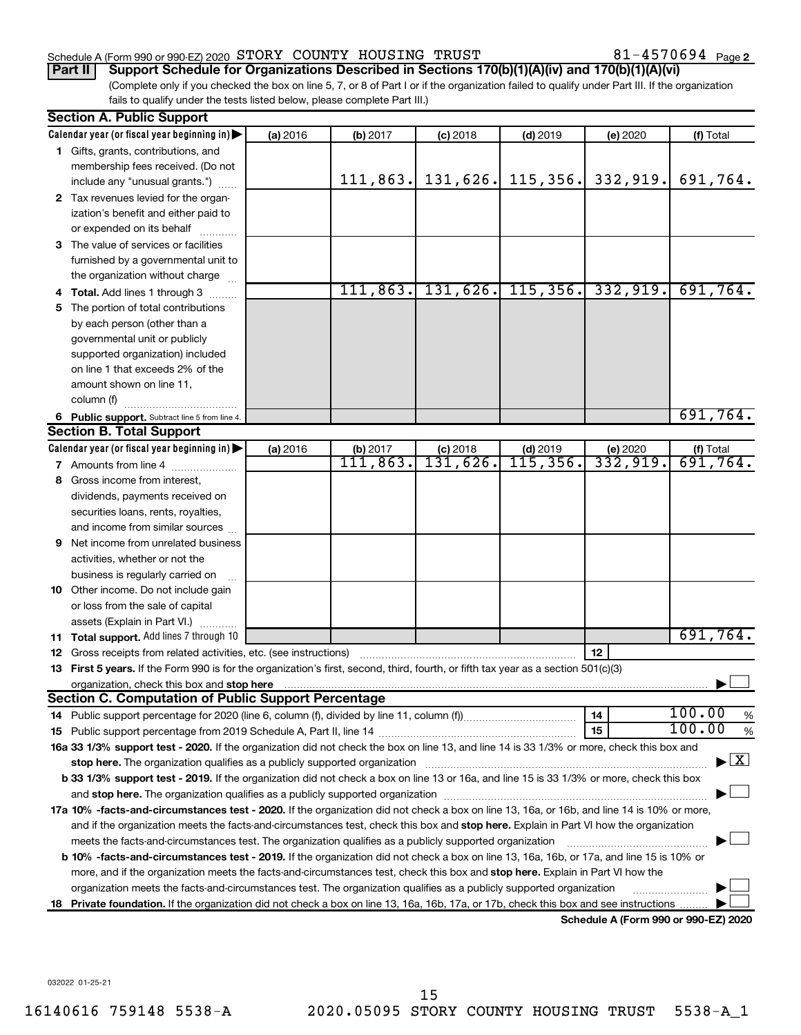Schedule A (Form 990 or 990-EZ) 2020 STORY COUNTY HOUSING TRUST 81-4570694 Page 2

**Part II** **Support Schedule for Organizations Described in Sections 170(b)(1)(A)(iv) and 170(b)(1)(A)(vi)**

(Complete only if you checked the box on line 5, 7, or 8 of Part I or if the organization failed to qualify under Part III. If the organization fails to qualify under the tests listed below, please complete Part III.)

**Section A. Public Support**

| Calendar year (or fiscal year beginning in) | (a) 2016 | (b) 2017 | (c) 2018 | (d) 2019 | (e) 2020 | (f) Total |
|---|---|---|---|---|---|---|
| **1** Gifts, grants, contributions, and membership fees received. (Do not include any "unusual grants.") | | 111,863. | 131,626. | 115,356. | 332,919. | 691,764. |
| **2** Tax revenues levied for the organization's benefit and either paid to or expended on its behalf | | | | | | |
| **3** The value of services or facilities furnished by a governmental unit to the organization without charge | | | | | | |
| **4 Total.** Add lines 1 through 3 | | 111,863. | 131,626. | 115,356. | 332,919. | 691,764. |
| **5** The portion of total contributions by each person (other than a governmental unit or publicly supported organization) included on line 1 that exceeds 2% of the amount shown on line 11, column (f) | | | | | | |
| **6 Public support.** Subtract line 5 from line 4. | | | | | | 691,764. |

**Section B. Total Support**

| Calendar year (or fiscal year beginning in) | (a) 2016 | (b) 2017 | (c) 2018 | (d) 2019 | (e) 2020 | (f) Total |
|---|---|---|---|---|---|---|
| **7** Amounts from line 4 | | 111,863. | 131,626. | 115,356. | 332,919. | 691,764. |
| **8** Gross income from interest, dividends, payments received on securities loans, rents, royalties, and income from similar sources | | | | | | |
| **9** Net income from unrelated business activities, whether or not the business is regularly carried on | | | | | | |
| **10** Other income. Do not include gain or loss from the sale of capital assets (Explain in Part VI.) | | | | | | |
| **11 Total support.** Add lines 7 through 10 | | | | | | 691,764. |

**12** Gross receipts from related activities, etc. (see instructions) | **12** |

**13 First 5 years.** If the Form 990 is for the organization's first, second, third, fourth, or fifth tax year as a section 501(c)(3) organization, check this box and **stop here** ☐

**Section C. Computation of Public Support Percentage**

**14** Public support percentage for 2020 (line 6, column (f), divided by line 11, column (f)) | **14** | 100.00 %

**15** Public support percentage from 2019 Schedule A, Part II, line 14 | **15** | 100.00 %

**16a 33 1/3% support test - 2020.** If the organization did not check the box on line 13, and line 14 is 33 1/3% or more, check this box and **stop here.** The organization qualifies as a publicly supported organization ☒

**b 33 1/3% support test - 2019.** If the organization did not check a box on line 13 or 16a, and line 15 is 33 1/3% or more, check this box and **stop here.** The organization qualifies as a publicly supported organization ☐

**17a 10% -facts-and-circumstances test - 2020.** If the organization did not check a box on line 13, 16a, or 16b, and line 14 is 10% or more, and if the organization meets the facts-and-circumstances test, check this box and **stop here.** Explain in Part VI how the organization meets the facts-and-circumstances test. The organization qualifies as a publicly supported organization ☐

**b 10% -facts-and-circumstances test - 2019.** If the organization did not check a box on line 13, 16a, 16b, or 17a, and line 15 is 10% or more, and if the organization meets the facts-and-circumstances test, check this box and **stop here.** Explain in Part VI how the organization meets the facts-and-circumstances test. The organization qualifies as a publicly supported organization ☐

**18 Private foundation.** If the organization did not check a box on line 13, 16a, 16b, 17a, or 17b, check this box and see instructions ☐

**Schedule A (Form 990 or 990-EZ) 2020**

032022 01-25-21

16140616 759148 5538-A 2020.05095 STORY COUNTY HOUSING TRUST 5538-A_1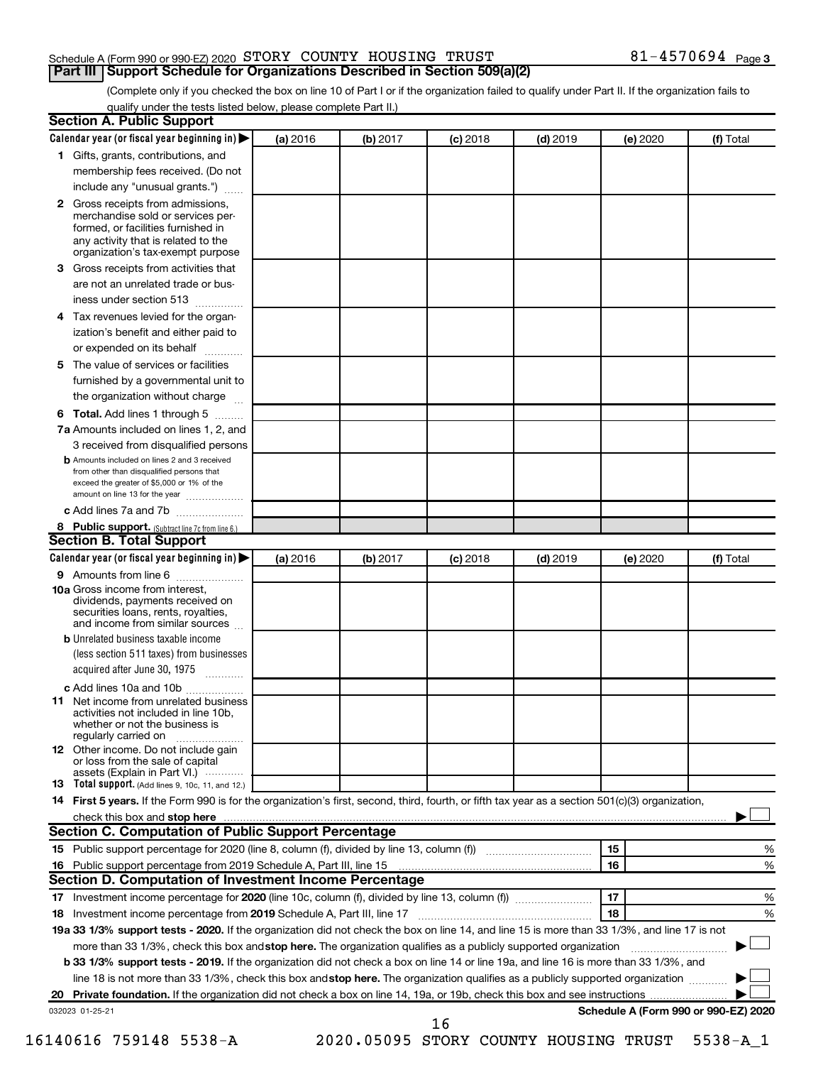Schedule A (Form 990 or 990-EZ) 2020 STORY COUNTY HOUSING TRUST 81-4570694 Page 3

## Part III Support Schedule for Organizations Described in Section 509(a)(2)

(Complete only if you checked the box on line 10 of Part I or if the organization failed to qualify under Part II. If the organization fails to qualify under the tests listed below, please complete Part II.)

### Section A. Public Support

| Calendar year (or fiscal year beginning in) ▶ | (a) 2016 | (b) 2017 | (c) 2018 | (d) 2019 | (e) 2020 | (f) Total |
|---|---|---|---|---|---|---|
| 1 Gifts, grants, contributions, and membership fees received. (Do not include any "unusual grants.") | | | | | | |
| 2 Gross receipts from admissions, merchandise sold or services performed, or facilities furnished in any activity that is related to the organization's tax-exempt purpose | | | | | | |
| 3 Gross receipts from activities that are not an unrelated trade or business under section 513 | | | | | | |
| 4 Tax revenues levied for the organization's benefit and either paid to or expended on its behalf | | | | | | |
| 5 The value of services or facilities furnished by a governmental unit to the organization without charge | | | | | | |
| 6 Total. Add lines 1 through 5 | | | | | | |
| 7a Amounts included on lines 1, 2, and 3 received from disqualified persons | | | | | | |
| b Amounts included on lines 2 and 3 received from other than disqualified persons that exceed the greater of $5,000 or 1% of the amount on line 13 for the year | | | | | | |
| c Add lines 7a and 7b | | | | | | |
| 8 Public support. (Subtract line 7c from line 6.) | | | | | | |

### Section B. Total Support

| Calendar year (or fiscal year beginning in) ▶ | (a) 2016 | (b) 2017 | (c) 2018 | (d) 2019 | (e) 2020 | (f) Total |
|---|---|---|---|---|---|---|
| 9 Amounts from line 6 | | | | | | |
| 10a Gross income from interest, dividends, payments received on securities loans, rents, royalties, and income from similar sources | | | | | | |
| b Unrelated business taxable income (less section 511 taxes) from businesses acquired after June 30, 1975 | | | | | | |
| c Add lines 10a and 10b | | | | | | |
| 11 Net income from unrelated business activities not included in line 10b, whether or not the business is regularly carried on | | | | | | |
| 12 Other income. Do not include gain or loss from the sale of capital assets (Explain in Part VI.) | | | | | | |
| 13 Total support. (Add lines 9, 10c, 11, and 12.) | | | | | | |

14 **First 5 years.** If the Form 990 is for the organization's first, second, third, fourth, or fifth tax year as a section 501(c)(3) organization, check this box and **stop here** ▶ ☐

### Section C. Computation of Public Support Percentage

| | | | |
|---|---|---|---|
| 15 | Public support percentage for 2020 (line 8, column (f), divided by line 13, column (f)) | 15 | % |
| 16 | Public support percentage from 2019 Schedule A, Part III, line 15 | 16 | % |

### Section D. Computation of Investment Income Percentage

| | | | |
|---|---|---|---|
| 17 | Investment income percentage for **2020** (line 10c, column (f), divided by line 13, column (f)) | 17 | % |
| 18 | Investment income percentage from **2019** Schedule A, Part III, line 17 | 18 | % |

**19a 33 1/3% support tests - 2020.** If the organization did not check the box on line 14, and line 15 is more than 33 1/3%, and line 17 is not more than 33 1/3%, check this box and **stop here.** The organization qualifies as a publicly supported organization ▶ ☐

**b 33 1/3% support tests - 2019.** If the organization did not check a box on line 14 or line 19a, and line 16 is more than 33 1/3%, and line 18 is not more than 33 1/3%, check this box and **stop here.** The organization qualifies as a publicly supported organization ▶ ☐

**20 Private foundation.** If the organization did not check a box on line 14, 19a, or 19b, check this box and see instructions ▶ ☐

032023 01-25-21 **Schedule A (Form 990 or 990-EZ) 2020**

16140616 759148 5538-A 2020.05095 STORY COUNTY HOUSING TRUST 5538-A_1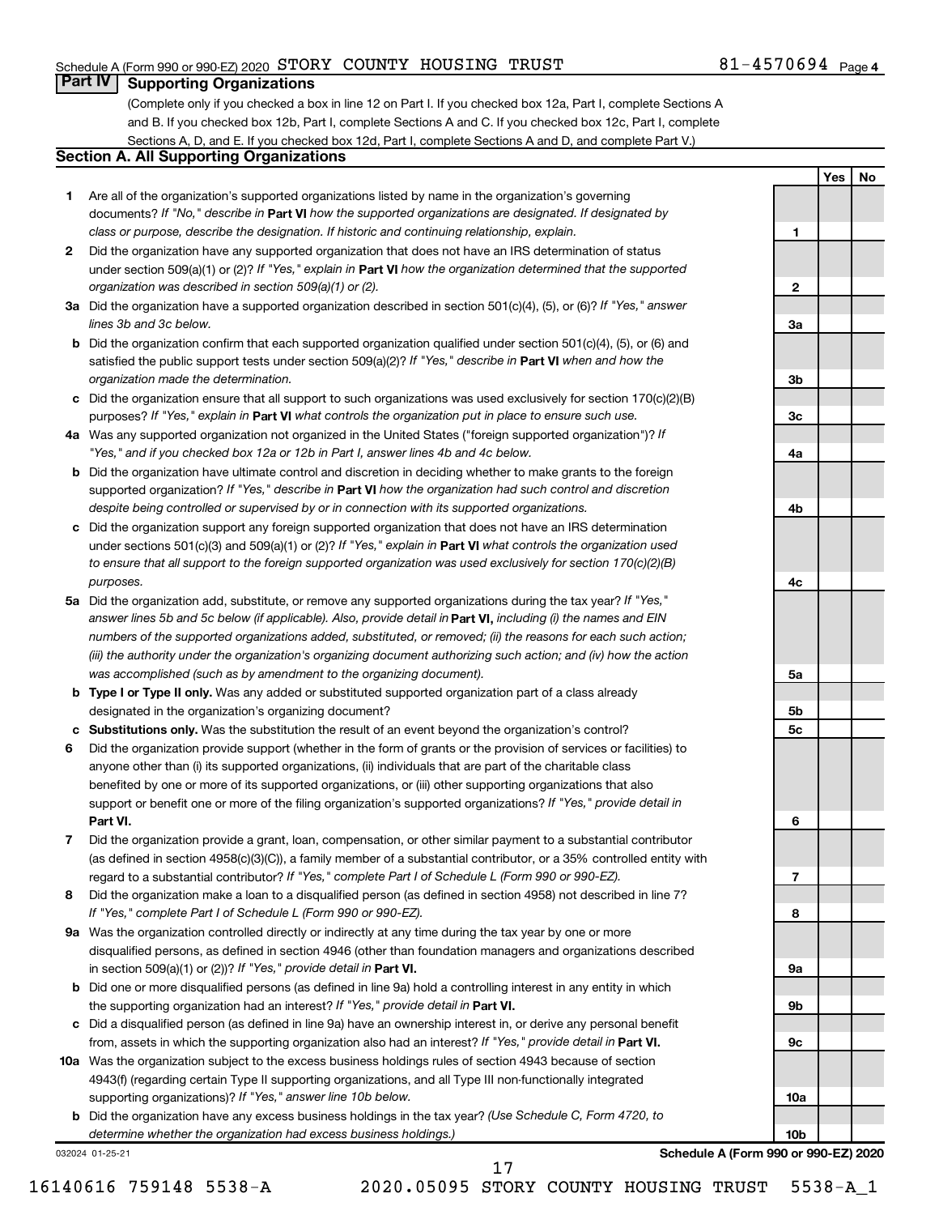Schedule A (Form 990 or 990-EZ) 2020 STORY COUNTY HOUSING TRUST 81-4570694 Page 4

## Part IV Supporting Organizations

(Complete only if you checked a box in line 12 on Part I. If you checked box 12a, Part I, complete Sections A and B. If you checked box 12b, Part I, complete Sections A and C. If you checked box 12c, Part I, complete Sections A, D, and E. If you checked box 12d, Part I, complete Sections A and D, and complete Part V.)

### Section A. All Supporting Organizations

| | | | Yes | No |
|---|---|---|---|---|
| **1** | Are all of the organization's supported organizations listed by name in the organization's governing documents? *If "No," describe in* **Part VI** *how the supported organizations are designated. If designated by class or purpose, describe the designation. If historic and continuing relationship, explain.* | 1 | | |
| **2** | Did the organization have any supported organization that does not have an IRS determination of status under section 509(a)(1) or (2)? *If "Yes," explain in* **Part VI** *how the organization determined that the supported organization was described in section 509(a)(1) or (2).* | 2 | | |
| **3a** | Did the organization have a supported organization described in section 501(c)(4), (5), or (6)? *If "Yes," answer lines 3b and 3c below.* | 3a | | |
| **b** | Did the organization confirm that each supported organization qualified under section 501(c)(4), (5), or (6) and satisfied the public support tests under section 509(a)(2)? *If "Yes," describe in* **Part VI** *when and how the organization made the determination.* | 3b | | |
| **c** | Did the organization ensure that all support to such organizations was used exclusively for section 170(c)(2)(B) purposes? *If "Yes," explain in* **Part VI** *what controls the organization put in place to ensure such use.* | 3c | | |
| **4a** | Was any supported organization not organized in the United States ("foreign supported organization")? *If "Yes," and if you checked box 12a or 12b in Part I, answer lines 4b and 4c below.* | 4a | | |
| **b** | Did the organization have ultimate control and discretion in deciding whether to make grants to the foreign supported organization? *If "Yes," describe in* **Part VI** *how the organization had such control and discretion despite being controlled or supervised by or in connection with its supported organizations.* | 4b | | |
| **c** | Did the organization support any foreign supported organization that does not have an IRS determination under sections 501(c)(3) and 509(a)(1) or (2)? *If "Yes," explain in* **Part VI** *what controls the organization used to ensure that all support to the foreign supported organization was used exclusively for section 170(c)(2)(B) purposes.* | 4c | | |
| **5a** | Did the organization add, substitute, or remove any supported organizations during the tax year? *If "Yes," answer lines 5b and 5c below (if applicable). Also, provide detail in* **Part VI,** *including (i) the names and EIN numbers of the supported organizations added, substituted, or removed; (ii) the reasons for each such action; (iii) the authority under the organization's organizing document authorizing such action; and (iv) how the action was accomplished (such as by amendment to the organizing document).* | 5a | | |
| **b** | **Type I or Type II only.** Was any added or substituted supported organization part of a class already designated in the organization's organizing document? | 5b | | |
| **c** | **Substitutions only.** Was the substitution the result of an event beyond the organization's control? | 5c | | |
| **6** | Did the organization provide support (whether in the form of grants or the provision of services or facilities) to anyone other than (i) its supported organizations, (ii) individuals that are part of the charitable class benefited by one or more of its supported organizations, or (iii) other supporting organizations that also support or benefit one or more of the filing organization's supported organizations? *If "Yes," provide detail in* **Part VI.** | 6 | | |
| **7** | Did the organization provide a grant, loan, compensation, or other similar payment to a substantial contributor (as defined in section 4958(c)(3)(C)), a family member of a substantial contributor, or a 35% controlled entity with regard to a substantial contributor? *If "Yes," complete Part I of Schedule L (Form 990 or 990-EZ).* | 7 | | |
| **8** | Did the organization make a loan to a disqualified person (as defined in section 4958) not described in line 7? *If "Yes," complete Part I of Schedule L (Form 990 or 990-EZ).* | 8 | | |
| **9a** | Was the organization controlled directly or indirectly at any time during the tax year by one or more disqualified persons, as defined in section 4946 (other than foundation managers and organizations described in section 509(a)(1) or (2))? *If "Yes," provide detail in* **Part VI.** | 9a | | |
| **b** | Did one or more disqualified persons (as defined in line 9a) hold a controlling interest in any entity in which the supporting organization had an interest? *If "Yes," provide detail in* **Part VI.** | 9b | | |
| **c** | Did a disqualified person (as defined in line 9a) have an ownership interest in, or derive any personal benefit from, assets in which the supporting organization also had an interest? *If "Yes," provide detail in* **Part VI.** | 9c | | |
| **10a** | Was the organization subject to the excess business holdings rules of section 4943 because of section 4943(f) (regarding certain Type II supporting organizations, and all Type III non-functionally integrated supporting organizations)? *If "Yes," answer line 10b below.* | 10a | | |
| **b** | Did the organization have any excess business holdings in the tax year? *(Use Schedule C, Form 4720, to determine whether the organization had excess business holdings.)* | 10b | | |

032024 01-25-21

**Schedule A (Form 990 or 990-EZ) 2020**

16140616 759148 5538-A 2020.05095 STORY COUNTY HOUSING TRUST 5538-A_1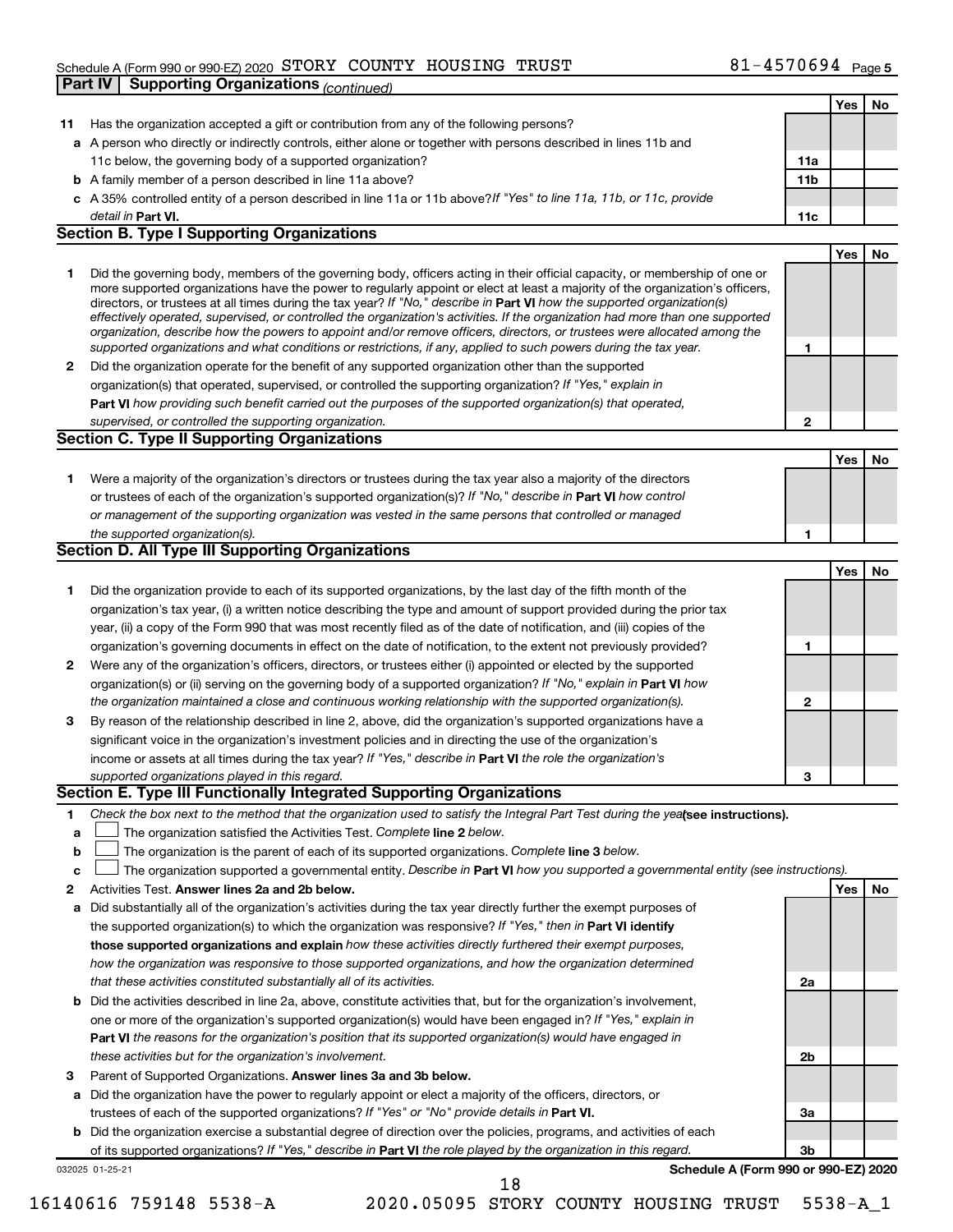Schedule A (Form 990 or 990-EZ) 2020 STORY COUNTY HOUSING TRUST 81-4570694 Page 5

## Part IV | Supporting Organizations *(continued)*

| | | | Yes | No |
|---|---|---|---|---|
| **11** | Has the organization accepted a gift or contribution from any of the following persons? | | | |
| **a** | A person who directly or indirectly controls, either alone or together with persons described in lines 11b and 11c below, the governing body of a supported organization? | **11a** | | |
| **b** | A family member of a person described in line 11a above? | **11b** | | |
| **c** | A 35% controlled entity of a person described in line 11a or 11b above? *If "Yes" to line 11a, 11b, or 11c, provide detail in* **Part VI.** | **11c** | | |

### Section B. Type I Supporting Organizations

| | | | Yes | No |
|---|---|---|---|---|
| **1** | Did the governing body, members of the governing body, officers acting in their official capacity, or membership of one or more supported organizations have the power to regularly appoint or elect at least a majority of the organization's officers, directors, or trustees at all times during the tax year? *If "No," describe in* **Part VI** *how the supported organization(s) effectively operated, supervised, or controlled the organization's activities. If the organization had more than one supported organization, describe how the powers to appoint and/or remove officers, directors, or trustees were allocated among the supported organizations and what conditions or restrictions, if any, applied to such powers during the tax year.* | **1** | | |
| **2** | Did the organization operate for the benefit of any supported organization other than the supported organization(s) that operated, supervised, or controlled the supporting organization? *If "Yes," explain in* **Part VI** *how providing such benefit carried out the purposes of the supported organization(s) that operated, supervised, or controlled the supporting organization.* | **2** | | |

### Section C. Type II Supporting Organizations

| | | | Yes | No |
|---|---|---|---|---|
| **1** | Were a majority of the organization's directors or trustees during the tax year also a majority of the directors or trustees of each of the organization's supported organization(s)? *If "No," describe in* **Part VI** *how control or management of the supporting organization was vested in the same persons that controlled or managed the supported organization(s).* | **1** | | |

### Section D. All Type III Supporting Organizations

| | | | Yes | No |
|---|---|---|---|---|
| **1** | Did the organization provide to each of its supported organizations, by the last day of the fifth month of the organization's tax year, (i) a written notice describing the type and amount of support provided during the prior tax year, (ii) a copy of the Form 990 that was most recently filed as of the date of notification, and (iii) copies of the organization's governing documents in effect on the date of notification, to the extent not previously provided? | **1** | | |
| **2** | Were any of the organization's officers, directors, or trustees either (i) appointed or elected by the supported organization(s) or (ii) serving on the governing body of a supported organization? *If "No," explain in* **Part VI** *how the organization maintained a close and continuous working relationship with the supported organization(s).* | **2** | | |
| **3** | By reason of the relationship described in line 2, above, did the organization's supported organizations have a significant voice in the organization's investment policies and in directing the use of the organization's income or assets at all times during the tax year? *If "Yes," describe in* **Part VI** *the role the organization's supported organizations played in this regard.* | **3** | | |

### Section E. Type III Functionally Integrated Supporting Organizations

**1** *Check the box next to the method that the organization used to satisfy the Integral Part Test during the year* **(see instructions).**

**a** ☐ The organization satisfied the Activities Test. *Complete* **line 2** *below.*

**b** ☐ The organization is the parent of each of its supported organizations. *Complete* **line 3** *below.*

**c** ☐ The organization supported a governmental entity. *Describe in* **Part VI** *how you supported a governmental entity (see instructions).*

| | | | Yes | No |
|---|---|---|---|---|
| **2** | Activities Test. **Answer lines 2a and 2b below.** | | | |
| **a** | Did substantially all of the organization's activities during the tax year directly further the exempt purposes of the supported organization(s) to which the organization was responsive? *If "Yes," then in* **Part VI identify those supported organizations and explain** *how these activities directly furthered their exempt purposes, how the organization was responsive to those supported organizations, and how the organization determined that these activities constituted substantially all of its activities.* | **2a** | | |
| **b** | Did the activities described in line 2a, above, constitute activities that, but for the organization's involvement, one or more of the organization's supported organization(s) would have been engaged in? *If "Yes," explain in* **Part VI** *the reasons for the organization's position that its supported organization(s) would have engaged in these activities but for the organization's involvement.* | **2b** | | |
| **3** | Parent of Supported Organizations. **Answer lines 3a and 3b below.** | | | |
| **a** | Did the organization have the power to regularly appoint or elect a majority of the officers, directors, or trustees of each of the supported organizations? *If "Yes" or "No" provide details in* **Part VI.** | **3a** | | |
| **b** | Did the organization exercise a substantial degree of direction over the policies, programs, and activities of each of its supported organizations? *If "Yes," describe in* **Part VI** *the role played by the organization in this regard.* | **3b** | | |

032025 01-25-21 **Schedule A (Form 990 or 990-EZ) 2020**

16140616 759148 5538-A 2020.05095 STORY COUNTY HOUSING TRUST 5538-A_1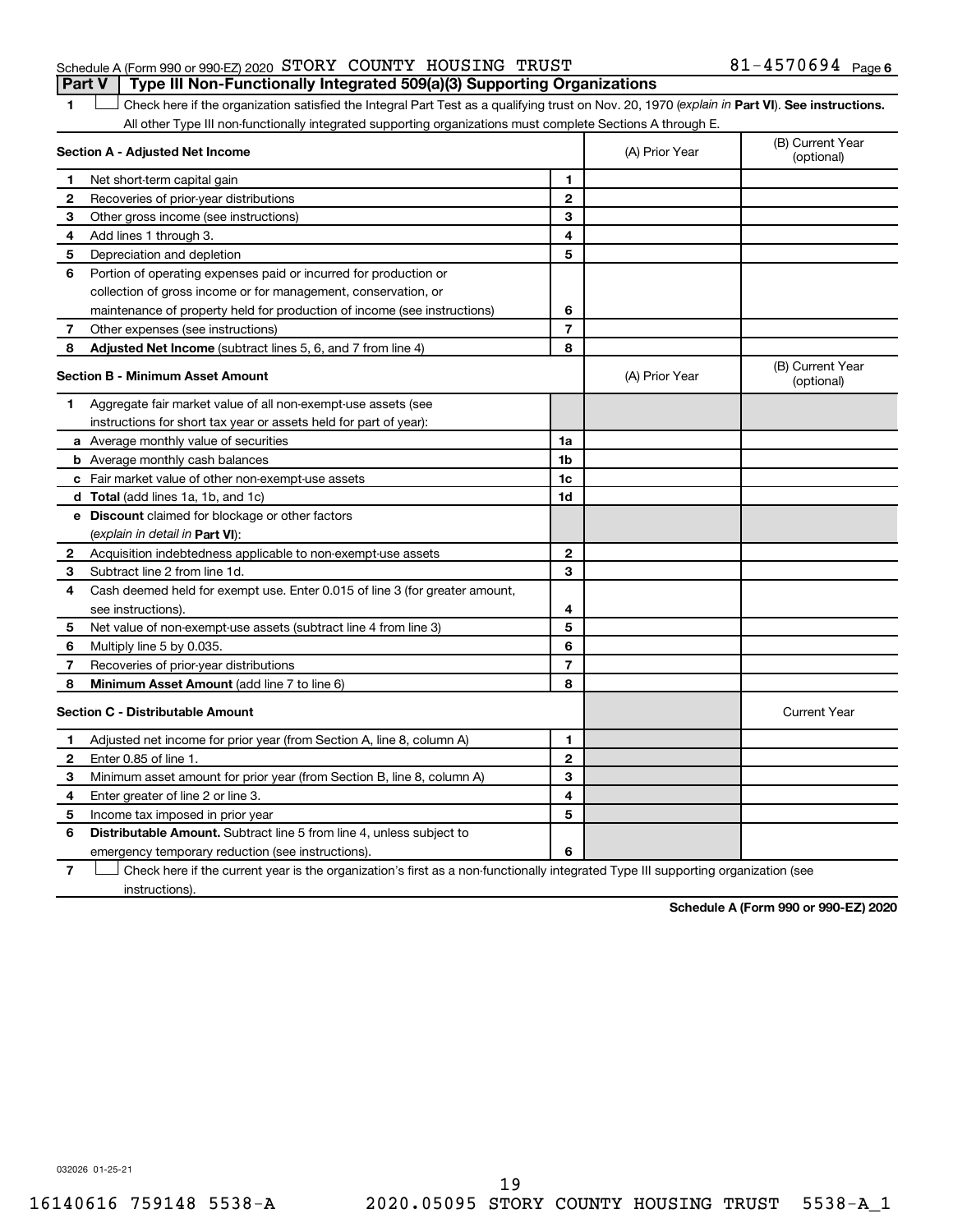Schedule A (Form 990 or 990-EZ) 2020 STORY COUNTY HOUSING TRUST 81-4570694 Page 6

**Part V | Type III Non-Functionally Integrated 509(a)(3) Supporting Organizations**

1 ☐ Check here if the organization satisfied the Integral Part Test as a qualifying trust on Nov. 20, 1970 (*explain in* **Part VI**). **See instructions.** All other Type III non-functionally integrated supporting organizations must complete Sections A through E.

| **Section A - Adjusted Net Income** | | | (A) Prior Year | (B) Current Year (optional) |
|---|---|---|---|---|
| **1** | Net short-term capital gain | **1** | | |
| **2** | Recoveries of prior-year distributions | **2** | | |
| **3** | Other gross income (see instructions) | **3** | | |
| **4** | Add lines 1 through 3. | **4** | | |
| **5** | Depreciation and depletion | **5** | | |
| **6** | Portion of operating expenses paid or incurred for production or collection of gross income or for management, conservation, or maintenance of property held for production of income (see instructions) | **6** | | |
| **7** | Other expenses (see instructions) | **7** | | |
| **8** | **Adjusted Net Income** (subtract lines 5, 6, and 7 from line 4) | **8** | | |

| **Section B - Minimum Asset Amount** | | | (A) Prior Year | (B) Current Year (optional) |
|---|---|---|---|---|
| **1** | Aggregate fair market value of all non-exempt-use assets (see instructions for short tax year or assets held for part of year): | | | |
| **a** | Average monthly value of securities | **1a** | | |
| **b** | Average monthly cash balances | **1b** | | |
| **c** | Fair market value of other non-exempt-use assets | **1c** | | |
| **d** | **Total** (add lines 1a, 1b, and 1c) | **1d** | | |
| **e** | **Discount** claimed for blockage or other factors (*explain in detail in* **Part VI**): | | | |
| **2** | Acquisition indebtedness applicable to non-exempt-use assets | **2** | | |
| **3** | Subtract line 2 from line 1d. | **3** | | |
| **4** | Cash deemed held for exempt use. Enter 0.015 of line 3 (for greater amount, see instructions). | **4** | | |
| **5** | Net value of non-exempt-use assets (subtract line 4 from line 3) | **5** | | |
| **6** | Multiply line 5 by 0.035. | **6** | | |
| **7** | Recoveries of prior-year distributions | **7** | | |
| **8** | **Minimum Asset Amount** (add line 7 to line 6) | **8** | | |

| **Section C - Distributable Amount** | | | | Current Year |
|---|---|---|---|---|
| **1** | Adjusted net income for prior year (from Section A, line 8, column A) | **1** | | |
| **2** | Enter 0.85 of line 1. | **2** | | |
| **3** | Minimum asset amount for prior year (from Section B, line 8, column A) | **3** | | |
| **4** | Enter greater of line 2 or line 3. | **4** | | |
| **5** | Income tax imposed in prior year | **5** | | |
| **6** | **Distributable Amount.** Subtract line 5 from line 4, unless subject to emergency temporary reduction (see instructions). | **6** | | |

7 ☐ Check here if the current year is the organization's first as a non-functionally integrated Type III supporting organization (see instructions).

**Schedule A (Form 990 or 990-EZ) 2020**

032026 01-25-21

16140616 759148 5538-A 2020.05095 STORY COUNTY HOUSING TRUST 5538-A_1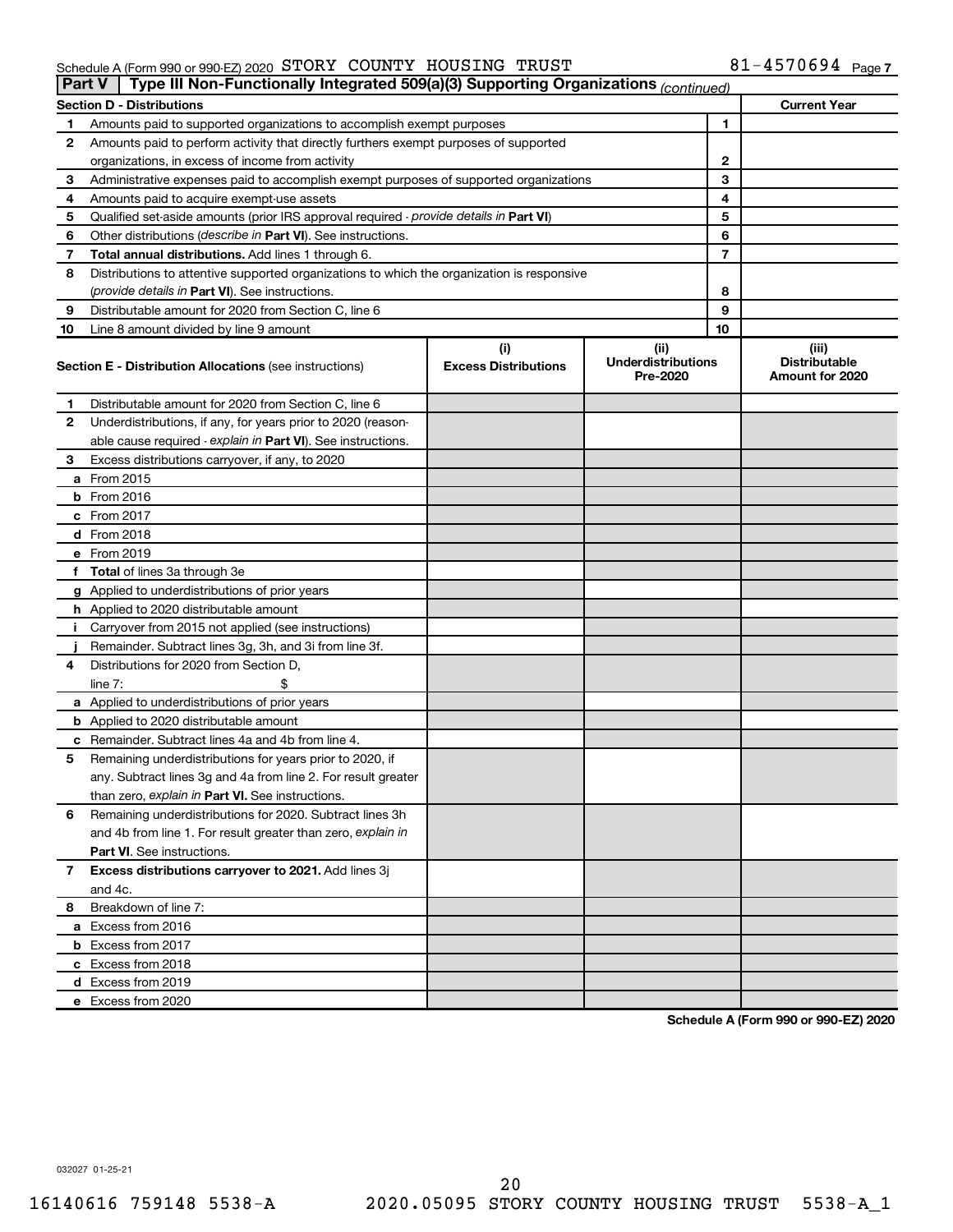Schedule A (Form 990 or 990-EZ) 2020 STORY COUNTY HOUSING TRUST 81-4570694 Page 7

## Part V | Type III Non-Functionally Integrated 509(a)(3) Supporting Organizations *(continued)*

| Section D - Distributions | | | Current Year |
|---|---|---|---|
| 1 | Amounts paid to supported organizations to accomplish exempt purposes | 1 | |
| 2 | Amounts paid to perform activity that directly furthers exempt purposes of supported organizations, in excess of income from activity | 2 | |
| 3 | Administrative expenses paid to accomplish exempt purposes of supported organizations | 3 | |
| 4 | Amounts paid to acquire exempt-use assets | 4 | |
| 5 | Qualified set-aside amounts (prior IRS approval required - *provide details in* **Part VI**) | 5 | |
| 6 | Other distributions (*describe in* **Part VI**). See instructions. | 6 | |
| 7 | **Total annual distributions.** Add lines 1 through 6. | 7 | |
| 8 | Distributions to attentive supported organizations to which the organization is responsive (*provide details in* **Part VI**). See instructions. | 8 | |
| 9 | Distributable amount for 2020 from Section C, line 6 | 9 | |
| 10 | Line 8 amount divided by line 9 amount | 10 | |

| | **Section E - Distribution Allocations** (see instructions) | (i) Excess Distributions | (ii) Underdistributions Pre-2020 | (iii) Distributable Amount for 2020 |
|---|---|---|---|---|
| 1 | Distributable amount for 2020 from Section C, line 6 | | | |
| 2 | Underdistributions, if any, for years prior to 2020 (reasonable cause required - *explain in* **Part VI**). See instructions. | | | |
| 3 | Excess distributions carryover, if any, to 2020 | | | |
| a | From 2015 | | | |
| b | From 2016 | | | |
| c | From 2017 | | | |
| d | From 2018 | | | |
| e | From 2019 | | | |
| f | **Total** of lines 3a through 3e | | | |
| g | Applied to underdistributions of prior years | | | |
| h | Applied to 2020 distributable amount | | | |
| i | Carryover from 2015 not applied (see instructions) | | | |
| j | Remainder. Subtract lines 3g, 3h, and 3i from line 3f. | | | |
| 4 | Distributions for 2020 from Section D, line 7: $ | | | |
| a | Applied to underdistributions of prior years | | | |
| b | Applied to 2020 distributable amount | | | |
| c | Remainder. Subtract lines 4a and 4b from line 4. | | | |
| 5 | Remaining underdistributions for years prior to 2020, if any. Subtract lines 3g and 4a from line 2. For result greater than zero, *explain in* **Part VI.** See instructions. | | | |
| 6 | Remaining underdistributions for 2020. Subtract lines 3h and 4b from line 1. For result greater than zero, *explain in* **Part VI**. See instructions. | | | |
| 7 | **Excess distributions carryover to 2021.** Add lines 3j and 4c. | | | |
| 8 | Breakdown of line 7: | | | |
| a | Excess from 2016 | | | |
| b | Excess from 2017 | | | |
| c | Excess from 2018 | | | |
| d | Excess from 2019 | | | |
| e | Excess from 2020 | | | |

**Schedule A (Form 990 or 990-EZ) 2020**

032027 01-25-21

16140616 759148 5538-A 2020.05095 STORY COUNTY HOUSING TRUST 5538-A_1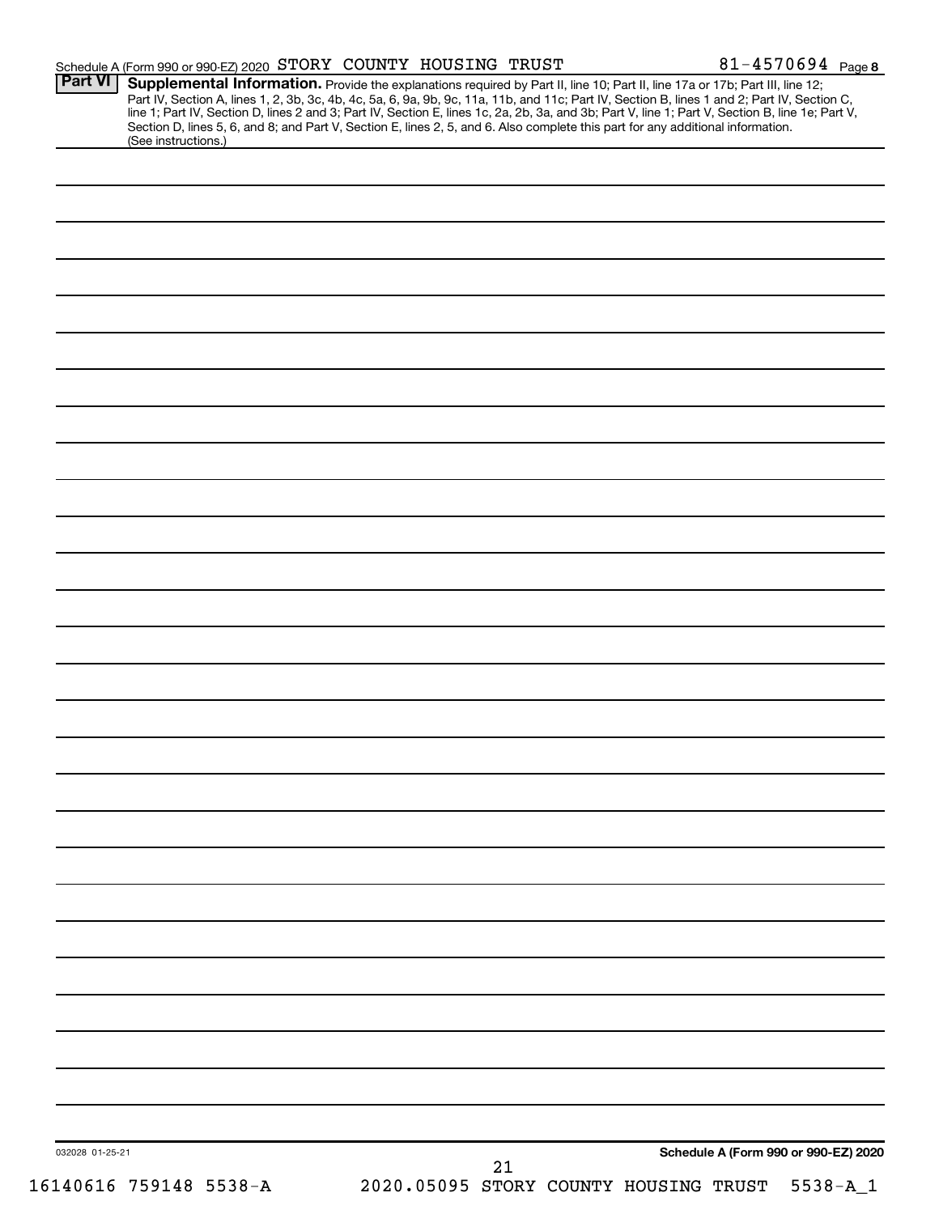Schedule A (Form 990 or 990-EZ) 2020 STORY COUNTY HOUSING TRUST 81-4570694 Page 8

**Part VI** **Supplemental Information.** Provide the explanations required by Part II, line 10; Part II, line 17a or 17b; Part III, line 12; Part IV, Section A, lines 1, 2, 3b, 3c, 4b, 4c, 5a, 6, 9a, 9b, 9c, 11a, 11b, and 11c; Part IV, Section B, lines 1 and 2; Part IV, Section C, line 1; Part IV, Section D, lines 2 and 3; Part IV, Section E, lines 1c, 2a, 2b, 3a, and 3b; Part V, line 1; Part V, Section B, line 1e; Part V, Section D, lines 5, 6, and 8; and Part V, Section E, lines 2, 5, and 6. Also complete this part for any additional information. (See instructions.)

032028 01-25-21

Schedule A (Form 990 or 990-EZ) 2020

16140616 759148 5538-A 2020.05095 STORY COUNTY HOUSING TRUST 5538-A_1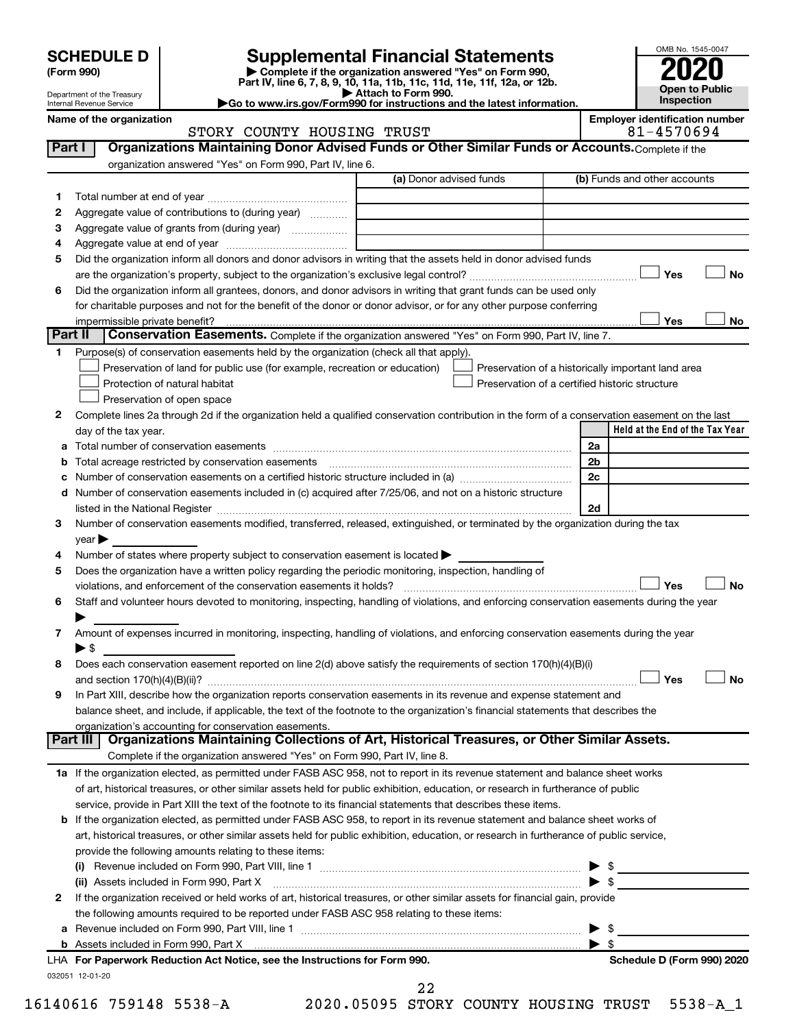**SCHEDULE D (Form 990)**

Department of the Treasury
Internal Revenue Service

# Supplemental Financial Statements

▶ Complete if the organization answered "Yes" on Form 990, Part IV, line 6, 7, 8, 9, 10, 11a, 11b, 11c, 11d, 11e, 11f, 12a, or 12b.
▶ Attach to Form 990.
▶Go to www.irs.gov/Form990 for instructions and the latest information.

OMB No. 1545-0047

**2020**

**Open to Public Inspection**

**Name of the organization**
STORY COUNTY HOUSING TRUST

**Employer identification number**
81-4570694

## Part I Organizations Maintaining Donor Advised Funds or Other Similar Funds or Accounts.

Complete if the organization answered "Yes" on Form 990, Part IV, line 6.

| | | (a) Donor advised funds | (b) Funds and other accounts |
|---|---|---|---|
| 1 | Total number at end of year | | |
| 2 | Aggregate value of contributions to (during year) | | |
| 3 | Aggregate value of grants from (during year) | | |
| 4 | Aggregate value at end of year | | |

5 Did the organization inform all donors and donor advisors in writing that the assets held in donor advised funds are the organization's property, subject to the organization's exclusive legal control? ☐ Yes ☐ No

6 Did the organization inform all grantees, donors, and donor advisors in writing that grant funds can be used only for charitable purposes and not for the benefit of the donor or donor advisor, or for any other purpose conferring impermissible private benefit? ☐ Yes ☐ No

## Part II Conservation Easements.

Complete if the organization answered "Yes" on Form 990, Part IV, line 7.

1 Purpose(s) of conservation easements held by the organization (check all that apply).

- ☐ Preservation of land for public use (for example, recreation or education)
- ☐ Protection of natural habitat
- ☐ Preservation of open space
- ☐ Preservation of a historically important land area
- ☐ Preservation of a certified historic structure

2 Complete lines 2a through 2d if the organization held a qualified conservation contribution in the form of a conservation easement on the last day of the tax year.

| | | | Held at the End of the Tax Year |
|---|---|---|---|
| a | Total number of conservation easements | 2a | |
| b | Total acreage restricted by conservation easements | 2b | |
| c | Number of conservation easements on a certified historic structure included in (a) | 2c | |
| d | Number of conservation easements included in (c) acquired after 7/25/06, and not on a historic structure listed in the National Register | 2d | |

3 Number of conservation easements modified, transferred, released, extinguished, or terminated by the organization during the tax year ▶

4 Number of states where property subject to conservation easement is located ▶

5 Does the organization have a written policy regarding the periodic monitoring, inspection, handling of violations, and enforcement of the conservation easements it holds? ☐ Yes ☐ No

6 Staff and volunteer hours devoted to monitoring, inspecting, handling of violations, and enforcing conservation easements during the year ▶

7 Amount of expenses incurred in monitoring, inspecting, handling of violations, and enforcing conservation easements during the year ▶ $

8 Does each conservation easement reported on line 2(d) above satisfy the requirements of section 170(h)(4)(B)(i) and section 170(h)(4)(B)(ii)? ☐ Yes ☐ No

9 In Part XIII, describe how the organization reports conservation easements in its revenue and expense statement and balance sheet, and include, if applicable, the text of the footnote to the organization's financial statements that describes the organization's accounting for conservation easements.

## Part III Organizations Maintaining Collections of Art, Historical Treasures, or Other Similar Assets.

Complete if the organization answered "Yes" on Form 990, Part IV, line 8.

1a If the organization elected, as permitted under FASB ASC 958, not to report in its revenue statement and balance sheet works of art, historical treasures, or other similar assets held for public exhibition, education, or research in furtherance of public service, provide in Part XIII the text of the footnote to its financial statements that describes these items.

b If the organization elected, as permitted under FASB ASC 958, to report in its revenue statement and balance sheet works of art, historical treasures, or other similar assets held for public exhibition, education, or research in furtherance of public service, provide the following amounts relating to these items:

(i) Revenue included on Form 990, Part VIII, line 1 ▶ $

(ii) Assets included in Form 990, Part X ▶ $

2 If the organization received or held works of art, historical treasures, or other similar assets for financial gain, provide the following amounts required to be reported under FASB ASC 958 relating to these items:

a Revenue included on Form 990, Part VIII, line 1 ▶ $

b Assets included in Form 990, Part X ▶ $

LHA **For Paperwork Reduction Act Notice, see the Instructions for Form 990.** **Schedule D (Form 990) 2020**

032051 12-01-20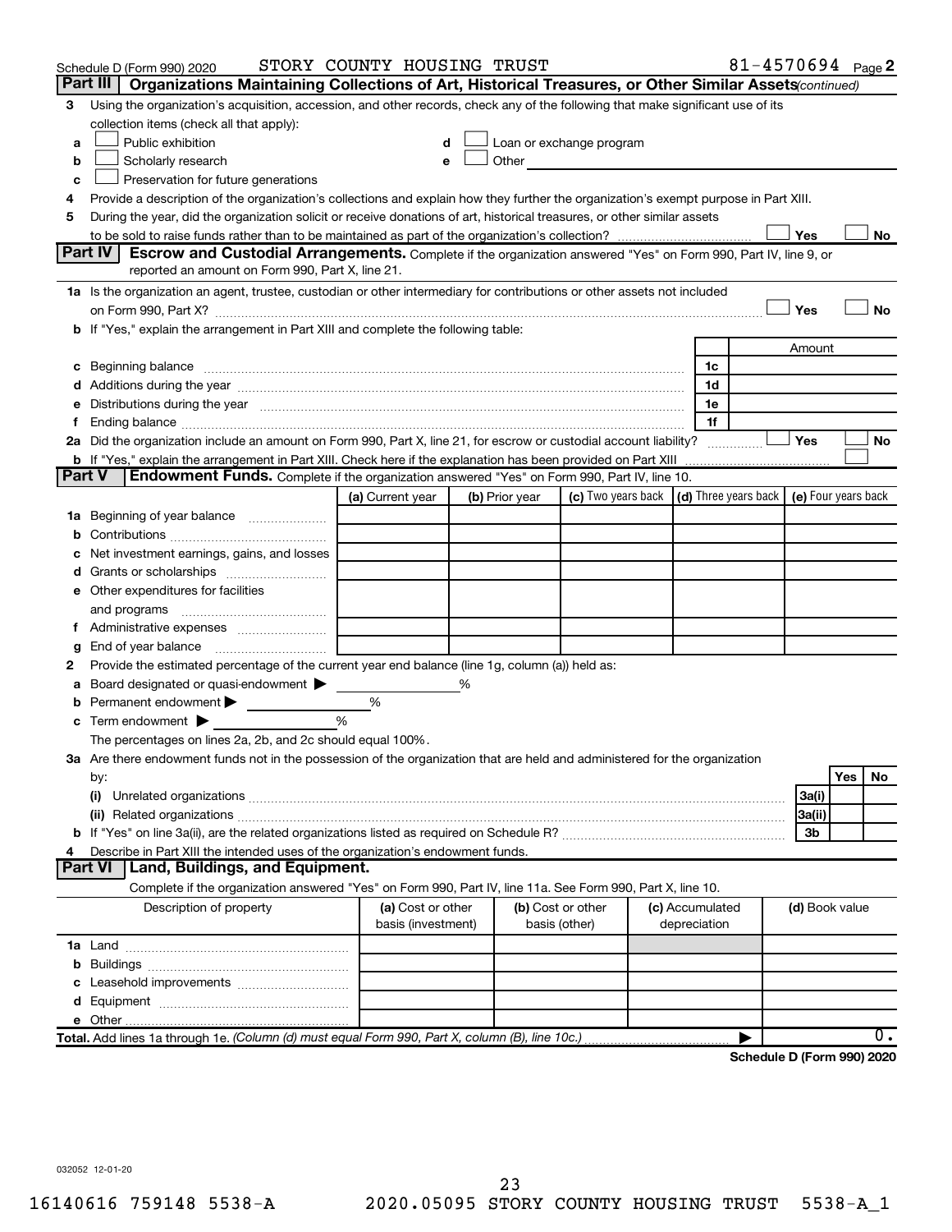Schedule D (Form 990) 2020 STORY COUNTY HOUSING TRUST 81-4570694 Page 2

**Part III Organizations Maintaining Collections of Art, Historical Treasures, or Other Similar Assets** *(continued)*

3 Using the organization's acquisition, accession, and other records, check any of the following that make significant use of its collection items (check all that apply):

a ☐ Public exhibition
b ☐ Scholarly research
c ☐ Preservation for future generations
d ☐ Loan or exchange program
e ☐ Other

4 Provide a description of the organization's collections and explain how they further the organization's exempt purpose in Part XIII.

5 During the year, did the organization solicit or receive donations of art, historical treasures, or other similar assets to be sold to raise funds rather than to be maintained as part of the organization's collection? ☐ Yes ☐ No

**Part IV Escrow and Custodial Arrangements.** Complete if the organization answered "Yes" on Form 990, Part IV, line 9, or reported an amount on Form 990, Part X, line 21.

1a Is the organization an agent, trustee, custodian or other intermediary for contributions or other assets not included on Form 990, Part X? ☐ Yes ☐ No

b If "Yes," explain the arrangement in Part XIII and complete the following table:

| | | Amount |
|---|---|---|
| c Beginning balance | 1c | |
| d Additions during the year | 1d | |
| e Distributions during the year | 1e | |
| f Ending balance | 1f | |

2a Did the organization include an amount on Form 990, Part X, line 21, for escrow or custodial account liability? ☐ Yes ☐ No

b If "Yes," explain the arrangement in Part XIII. Check here if the explanation has been provided on Part XIII ☐

**Part V Endowment Funds.** Complete if the organization answered "Yes" on Form 990, Part IV, line 10.

| | (a) Current year | (b) Prior year | (c) Two years back | (d) Three years back | (e) Four years back |
|---|---|---|---|---|---|
| 1a Beginning of year balance | | | | | |
| b Contributions | | | | | |
| c Net investment earnings, gains, and losses | | | | | |
| d Grants or scholarships | | | | | |
| e Other expenditures for facilities and programs | | | | | |
| f Administrative expenses | | | | | |
| g End of year balance | | | | | |

2 Provide the estimated percentage of the current year end balance (line 1g, column (a)) held as:

a Board designated or quasi-endowment ▶ %
b Permanent endowment ▶ %
c Term endowment ▶ %

The percentages on lines 2a, 2b, and 2c should equal 100%.

3a Are there endowment funds not in the possession of the organization that are held and administered for the organization by:

| | | Yes | No |
|---|---|---|---|
| (i) Unrelated organizations | 3a(i) | | |
| (ii) Related organizations | 3a(ii) | | |
| b If "Yes" on line 3a(ii), are the related organizations listed as required on Schedule R? | 3b | | |

4 Describe in Part XIII the intended uses of the organization's endowment funds.

**Part VI Land, Buildings, and Equipment.**

Complete if the organization answered "Yes" on Form 990, Part IV, line 11a. See Form 990, Part X, line 10.

| Description of property | (a) Cost or other basis (investment) | (b) Cost or other basis (other) | (c) Accumulated depreciation | (d) Book value |
|---|---|---|---|---|
| 1a Land | | | | |
| b Buildings | | | | |
| c Leasehold improvements | | | | |
| d Equipment | | | | |
| e Other | | | | |
| **Total.** Add lines 1a through 1e. *(Column (d) must equal Form 990, Part X, column (B), line 10c.)* | | | ▶ | 0. |

**Schedule D (Form 990) 2020**

032052 12-01-20

16140616 759148 5538-A 2020.05095 STORY COUNTY HOUSING TRUST 5538-A_1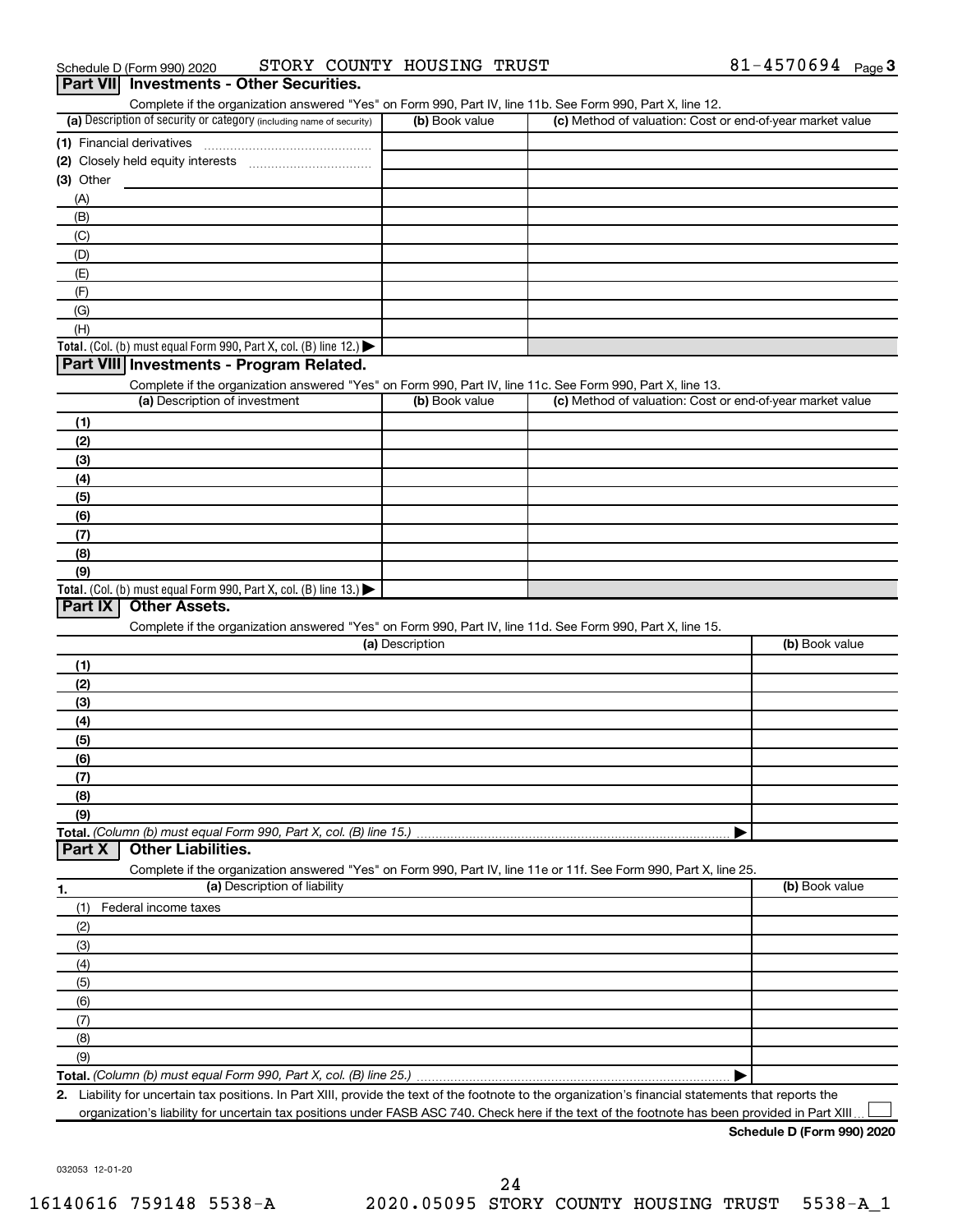Schedule D (Form 990) 2020 STORY COUNTY HOUSING TRUST 81-4570694 Page 3

## Part VII Investments - Other Securities.

Complete if the organization answered "Yes" on Form 990, Part IV, line 11b. See Form 990, Part X, line 12.

| (a) Description of security or category (including name of security) | (b) Book value | (c) Method of valuation: Cost or end-of-year market value |
|---|---|---|
| (1) Financial derivatives | | |
| (2) Closely held equity interests | | |
| (3) Other | | |
| (A) | | |
| (B) | | |
| (C) | | |
| (D) | | |
| (E) | | |
| (F) | | |
| (G) | | |
| (H) | | |
| **Total.** (Col. (b) must equal Form 990, Part X, col. (B) line 12.) ▶ | | |

## Part VIII Investments - Program Related.

Complete if the organization answered "Yes" on Form 990, Part IV, line 11c. See Form 990, Part X, line 13.

| (a) Description of investment | (b) Book value | (c) Method of valuation: Cost or end-of-year market value |
|---|---|---|
| (1) | | |
| (2) | | |
| (3) | | |
| (4) | | |
| (5) | | |
| (6) | | |
| (7) | | |
| (8) | | |
| (9) | | |
| **Total.** (Col. (b) must equal Form 990, Part X, col. (B) line 13.) ▶ | | |

## Part IX Other Assets.

Complete if the organization answered "Yes" on Form 990, Part IV, line 11d. See Form 990, Part X, line 15.

| (a) Description | (b) Book value |
|---|---|
| (1) | |
| (2) | |
| (3) | |
| (4) | |
| (5) | |
| (6) | |
| (7) | |
| (8) | |
| (9) | |
| **Total.** *(Column (b) must equal Form 990, Part X, col. (B) line 15.)* ▶ | |

## Part X Other Liabilities.

Complete if the organization answered "Yes" on Form 990, Part IV, line 11e or 11f. See Form 990, Part X, line 25.

| 1. (a) Description of liability | (b) Book value |
|---|---|
| (1) Federal income taxes | |
| (2) | |
| (3) | |
| (4) | |
| (5) | |
| (6) | |
| (7) | |
| (8) | |
| (9) | |
| **Total.** *(Column (b) must equal Form 990, Part X, col. (B) line 25.)* ▶ | |

2. Liability for uncertain tax positions. In Part XIII, provide the text of the footnote to the organization's financial statements that reports the organization's liability for uncertain tax positions under FASB ASC 740. Check here if the text of the footnote has been provided in Part XIII ☐

**Schedule D (Form 990) 2020**

032053 12-01-20

16140616 759148 5538-A 2020.05095 STORY COUNTY HOUSING TRUST 5538-A_1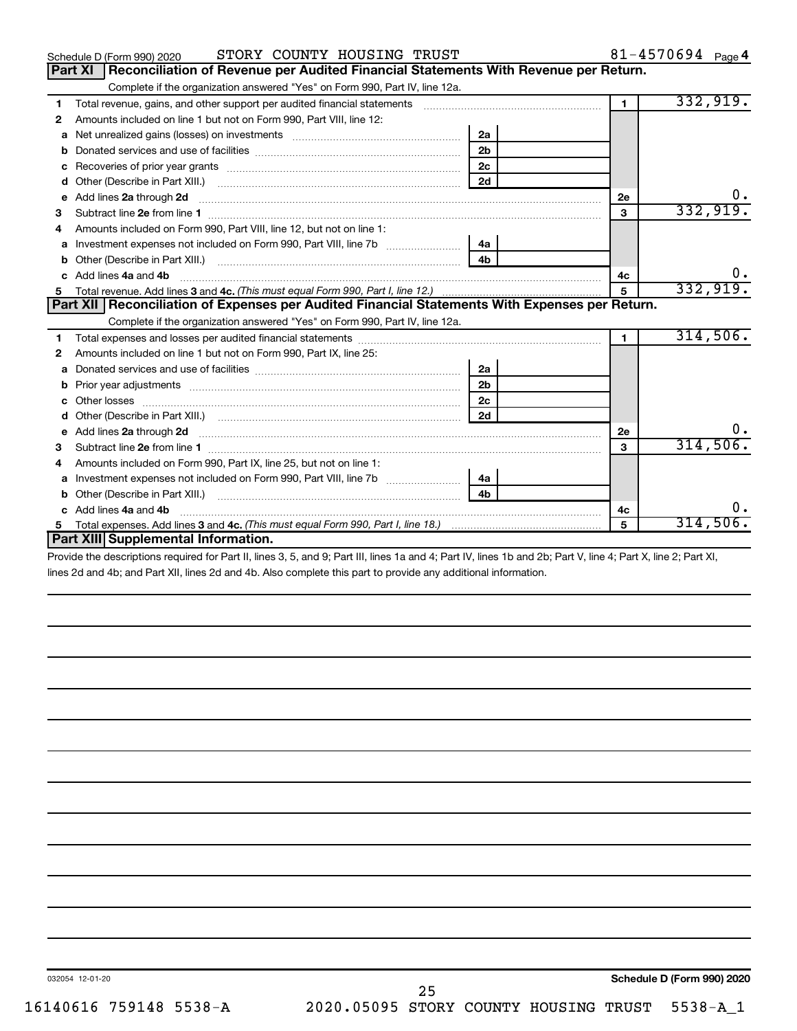Schedule D (Form 990) 2020 STORY COUNTY HOUSING TRUST 81-4570694 Page 4

## Part XI Reconciliation of Revenue per Audited Financial Statements With Revenue per Return.

Complete if the organization answered "Yes" on Form 990, Part IV, line 12a.

| | | | | | |
|---|---|---|---|---|---|
| 1 | Total revenue, gains, and other support per audited financial statements | | | 1 | 332,919. |
| 2 | Amounts included on line 1 but not on Form 990, Part VIII, line 12: | | | | |
| a | Net unrealized gains (losses) on investments | 2a | | | |
| b | Donated services and use of facilities | 2b | | | |
| c | Recoveries of prior year grants | 2c | | | |
| d | Other (Describe in Part XIII.) | 2d | | | |
| e | Add lines **2a** through **2d** | | | 2e | 0. |
| 3 | Subtract line **2e** from line **1** | | | 3 | 332,919. |
| 4 | Amounts included on Form 990, Part VIII, line 12, but not on line 1: | | | | |
| a | Investment expenses not included on Form 990, Part VIII, line 7b | 4a | | | |
| b | Other (Describe in Part XIII.) | 4b | | | |
| c | Add lines **4a** and **4b** | | | 4c | 0. |
| 5 | Total revenue. Add lines **3** and **4c.** *(This must equal Form 990, Part I, line 12.)* | | | 5 | 332,919. |

## Part XII Reconciliation of Expenses per Audited Financial Statements With Expenses per Return.

Complete if the organization answered "Yes" on Form 990, Part IV, line 12a.

| | | | | | |
|---|---|---|---|---|---|
| 1 | Total expenses and losses per audited financial statements | | | 1 | 314,506. |
| 2 | Amounts included on line 1 but not on Form 990, Part IX, line 25: | | | | |
| a | Donated services and use of facilities | 2a | | | |
| b | Prior year adjustments | 2b | | | |
| c | Other losses | 2c | | | |
| d | Other (Describe in Part XIII.) | 2d | | | |
| e | Add lines **2a** through **2d** | | | 2e | 0. |
| 3 | Subtract line **2e** from line **1** | | | 3 | 314,506. |
| 4 | Amounts included on Form 990, Part IX, line 25, but not on line 1: | | | | |
| a | Investment expenses not included on Form 990, Part VIII, line 7b | 4a | | | |
| b | Other (Describe in Part XIII.) | 4b | | | |
| c | Add lines **4a** and **4b** | | | 4c | 0. |
| 5 | Total expenses. Add lines **3** and **4c.** *(This must equal Form 990, Part I, line 18.)* | | | 5 | 314,506. |

## Part XIII Supplemental Information.

Provide the descriptions required for Part II, lines 3, 5, and 9; Part III, lines 1a and 4; Part IV, lines 1b and 2b; Part V, line 4; Part X, line 2; Part XI, lines 2d and 4b; and Part XII, lines 2d and 4b. Also complete this part to provide any additional information.

032054 12-01-20

**Schedule D (Form 990) 2020**

16140616 759148 5538-A 2020.05095 STORY COUNTY HOUSING TRUST 5538-A_1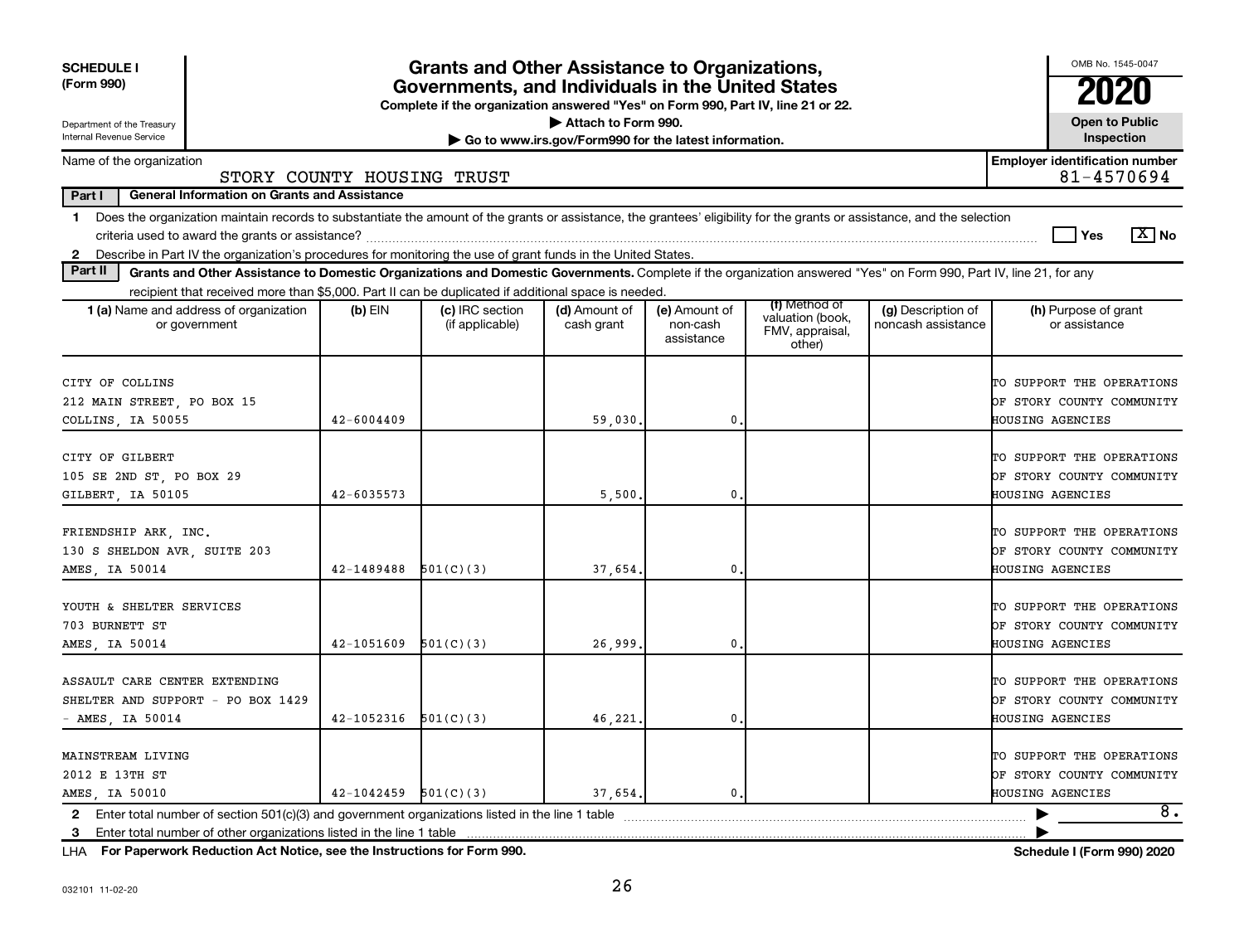**SCHEDULE I**
**(Form 990)**

Department of the Treasury
Internal Revenue Service

# Grants and Other Assistance to Organizations, Governments, and Individuals in the United States

**Complete if the organization answered "Yes" on Form 990, Part IV, line 21 or 22.**
▶ Attach to Form 990.
▶ Go to www.irs.gov/Form990 for the latest information.

OMB No. 1545-0047
**2020**
**Open to Public Inspection**

Name of the organization: STORY COUNTY HOUSING TRUST

Employer identification number: 81-4570694

**Part I — General Information on Grants and Assistance**

1 Does the organization maintain records to substantiate the amount of the grants or assistance, the grantees' eligibility for the grants or assistance, and the selection criteria used to award the grants or assistance? ☐ Yes ☒ No

2 Describe in Part IV the organization's procedures for monitoring the use of grant funds in the United States.

**Part II — Grants and Other Assistance to Domestic Organizations and Domestic Governments.** Complete if the organization answered "Yes" on Form 990, Part IV, line 21, for any recipient that received more than $5,000. Part II can be duplicated if additional space is needed.

| 1 (a) Name and address of organization or government | (b) EIN | (c) IRC section (if applicable) | (d) Amount of cash grant | (e) Amount of non-cash assistance | (f) Method of valuation (book, FMV, appraisal, other) | (g) Description of noncash assistance | (h) Purpose of grant or assistance |
|---|---|---|---|---|---|---|---|
| CITY OF COLLINS<br>212 MAIN STREET, PO BOX 15<br>COLLINS, IA 50055 | 42-6004409 | | 59,030. | 0. | | | TO SUPPORT THE OPERATIONS OF STORY COUNTY COMMUNITY HOUSING AGENCIES |
| CITY OF GILBERT<br>105 SE 2ND ST, PO BOX 29<br>GILBERT, IA 50105 | 42-6035573 | | 5,500. | 0. | | | TO SUPPORT THE OPERATIONS OF STORY COUNTY COMMUNITY HOUSING AGENCIES |
| FRIENDSHIP ARK, INC.<br>130 S SHELDON AVR, SUITE 203<br>AMES, IA 50014 | 42-1489488 | 501(C)(3) | 37,654. | 0. | | | TO SUPPORT THE OPERATIONS OF STORY COUNTY COMMUNITY HOUSING AGENCIES |
| YOUTH & SHELTER SERVICES<br>703 BURNETT ST<br>AMES, IA 50014 | 42-1051609 | 501(C)(3) | 26,999. | 0. | | | TO SUPPORT THE OPERATIONS OF STORY COUNTY COMMUNITY HOUSING AGENCIES |
| ASSAULT CARE CENTER EXTENDING<br>SHELTER AND SUPPORT - PO BOX 1429<br>- AMES, IA 50014 | 42-1052316 | 501(C)(3) | 46,221. | 0. | | | TO SUPPORT THE OPERATIONS OF STORY COUNTY COMMUNITY HOUSING AGENCIES |
| MAINSTREAM LIVING<br>2012 E 13TH ST<br>AMES, IA 50010 | 42-1042459 | 501(C)(3) | 37,654. | 0. | | | TO SUPPORT THE OPERATIONS OF STORY COUNTY COMMUNITY HOUSING AGENCIES |

2 Enter total number of section 501(c)(3) and government organizations listed in the line 1 table ▶ 8.

3 Enter total number of other organizations listed in the line 1 table ▶

LHA **For Paperwork Reduction Act Notice, see the Instructions for Form 990.** **Schedule I (Form 990) 2020**

032101 11-02-20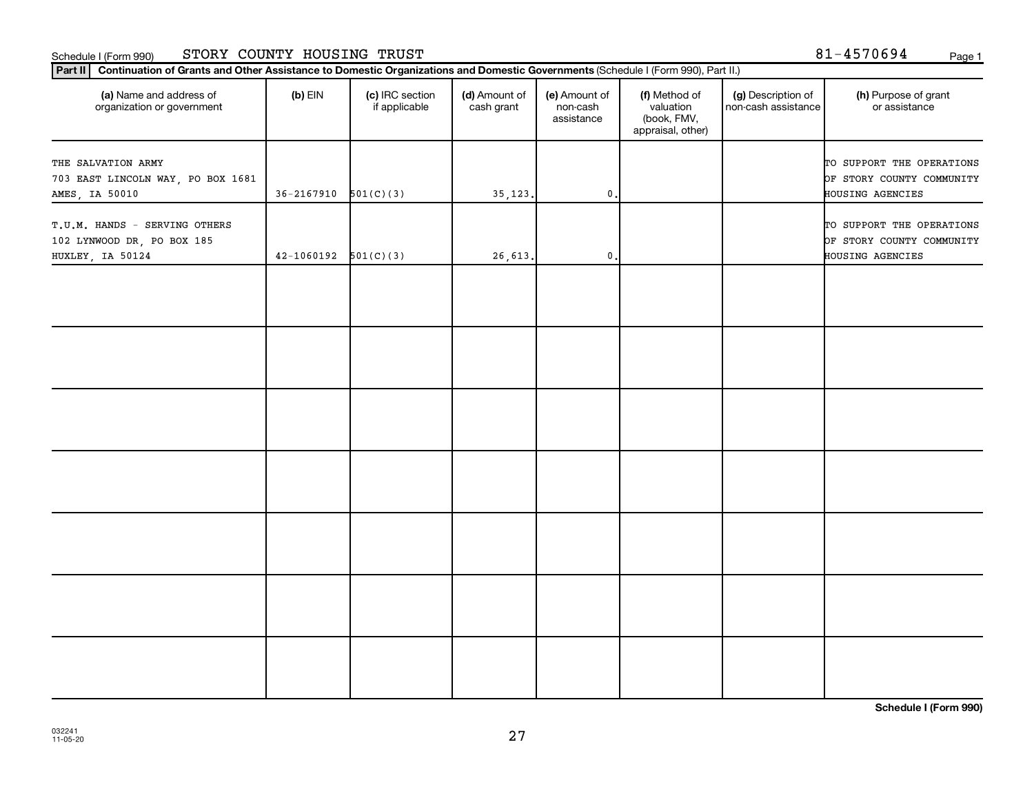Schedule I (Form 990) STORY COUNTY HOUSING TRUST 81-4570694

**Part II Continuation of Grants and Other Assistance to Domestic Organizations and Domestic Governments** (Schedule I (Form 990), Part II.)

| (a) Name and address of organization or government | (b) EIN | (c) IRC section if applicable | (d) Amount of cash grant | (e) Amount of non-cash assistance | (f) Method of valuation (book, FMV, appraisal, other) | (g) Description of non-cash assistance | (h) Purpose of grant or assistance |
|---|---|---|---|---|---|---|---|
| THE SALVATION ARMY<br>703 EAST LINCOLN WAY, PO BOX 1681<br>AMES, IA 50010 | 36-2167910 | 501(C)(3) | 35,123. | 0. | | | TO SUPPORT THE OPERATIONS OF STORY COUNTY COMMUNITY HOUSING AGENCIES |
| T.U.M. HANDS - SERVING OTHERS<br>102 LYNWOOD DR, PO BOX 185<br>HUXLEY, IA 50124 | 42-1060192 | 501(C)(3) | 26,613. | 0. | | | TO SUPPORT THE OPERATIONS OF STORY COUNTY COMMUNITY HOUSING AGENCIES |

**Schedule I (Form 990)**

032241 11-05-20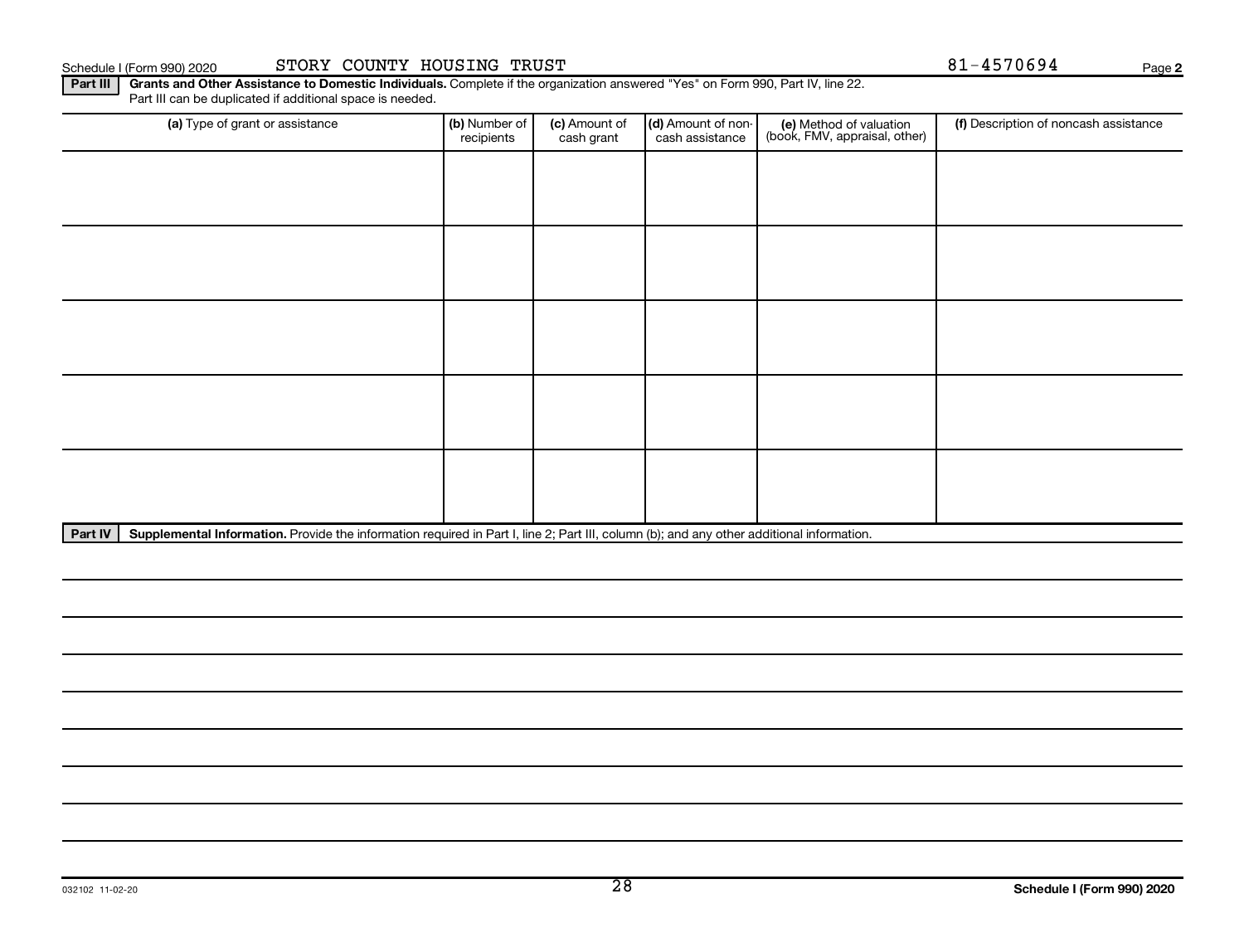Schedule I (Form 990) 2020 STORY COUNTY HOUSING TRUST 81-4570694 Page **2**

**Part III** **Grants and Other Assistance to Domestic Individuals.** Complete if the organization answered "Yes" on Form 990, Part IV, line 22. Part III can be duplicated if additional space is needed.

| (a) Type of grant or assistance | (b) Number of recipients | (c) Amount of cash grant | (d) Amount of non-cash assistance | (e) Method of valuation (book, FMV, appraisal, other) | (f) Description of noncash assistance |
|---|---|---|---|---|---|
| | | | | | |
| | | | | | |
| | | | | | |
| | | | | | |
| | | | | | |

**Part IV** **Supplemental Information.** Provide the information required in Part I, line 2; Part III, column (b); and any other additional information.

032102 11-02-20

**Schedule I (Form 990) 2020**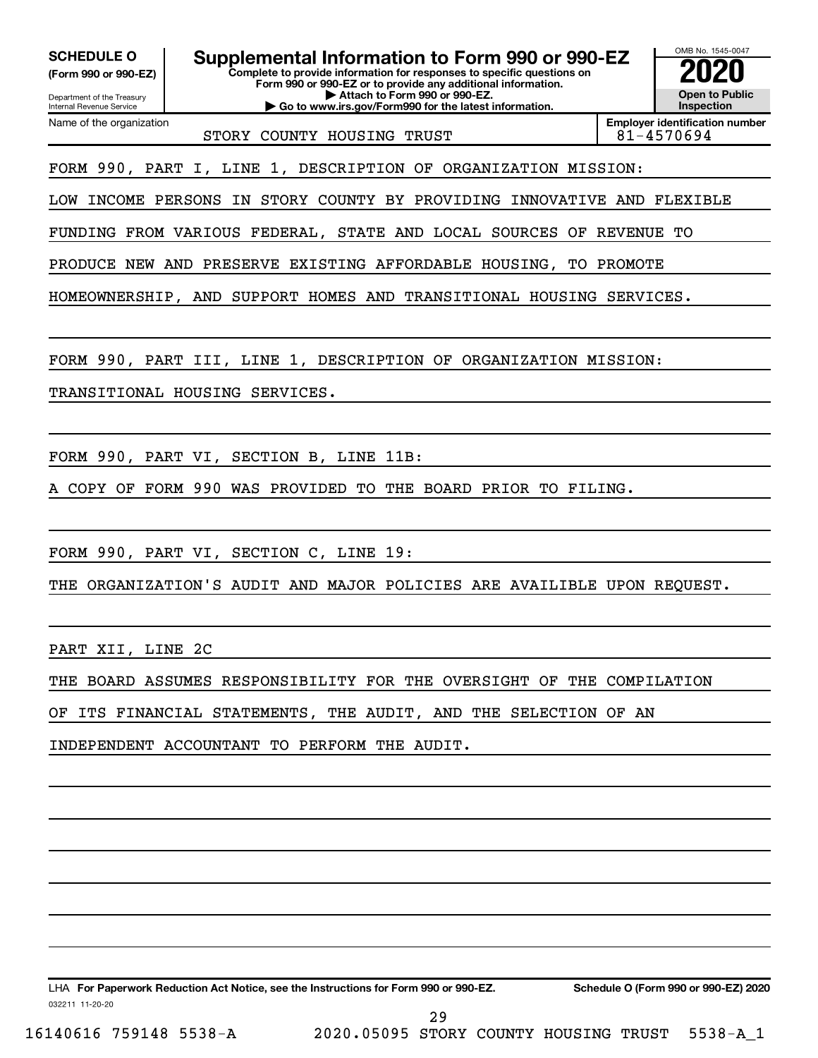**SCHEDULE O**
**(Form 990 or 990-EZ)**

Department of the Treasury
Internal Revenue Service

# Supplemental Information to Form 990 or 990-EZ

**Complete to provide information for responses to specific questions on Form 990 or 990-EZ or to provide any additional information.**
**▶ Attach to Form 990 or 990-EZ.**
**▶ Go to www.irs.gov/Form990 for the latest information.**

OMB No. 1545-0047

**2020**

**Open to Public Inspection**

| Name of the organization | Employer identification number |
|---|---|
| STORY COUNTY HOUSING TRUST | 81-4570694 |

FORM 990, PART I, LINE 1, DESCRIPTION OF ORGANIZATION MISSION:

LOW INCOME PERSONS IN STORY COUNTY BY PROVIDING INNOVATIVE AND FLEXIBLE FUNDING FROM VARIOUS FEDERAL, STATE AND LOCAL SOURCES OF REVENUE TO PRODUCE NEW AND PRESERVE EXISTING AFFORDABLE HOUSING, TO PROMOTE HOMEOWNERSHIP, AND SUPPORT HOMES AND TRANSITIONAL HOUSING SERVICES.

FORM 990, PART III, LINE 1, DESCRIPTION OF ORGANIZATION MISSION:

TRANSITIONAL HOUSING SERVICES.

FORM 990, PART VI, SECTION B, LINE 11B:

A COPY OF FORM 990 WAS PROVIDED TO THE BOARD PRIOR TO FILING.

FORM 990, PART VI, SECTION C, LINE 19:

THE ORGANIZATION'S AUDIT AND MAJOR POLICIES ARE AVAILIBLE UPON REQUEST.

PART XII, LINE 2C

THE BOARD ASSUMES RESPONSIBILITY FOR THE OVERSIGHT OF THE COMPILATION OF ITS FINANCIAL STATEMENTS, THE AUDIT, AND THE SELECTION OF AN INDEPENDENT ACCOUNTANT TO PERFORM THE AUDIT.

032211 11-20-20 LHA **For Paperwork Reduction Act Notice, see the Instructions for Form 990 or 990-EZ.** **Schedule O (Form 990 or 990-EZ) 2020**

16140616 759148 5538-A 2020.05095 STORY COUNTY HOUSING TRUST 5538-A_1